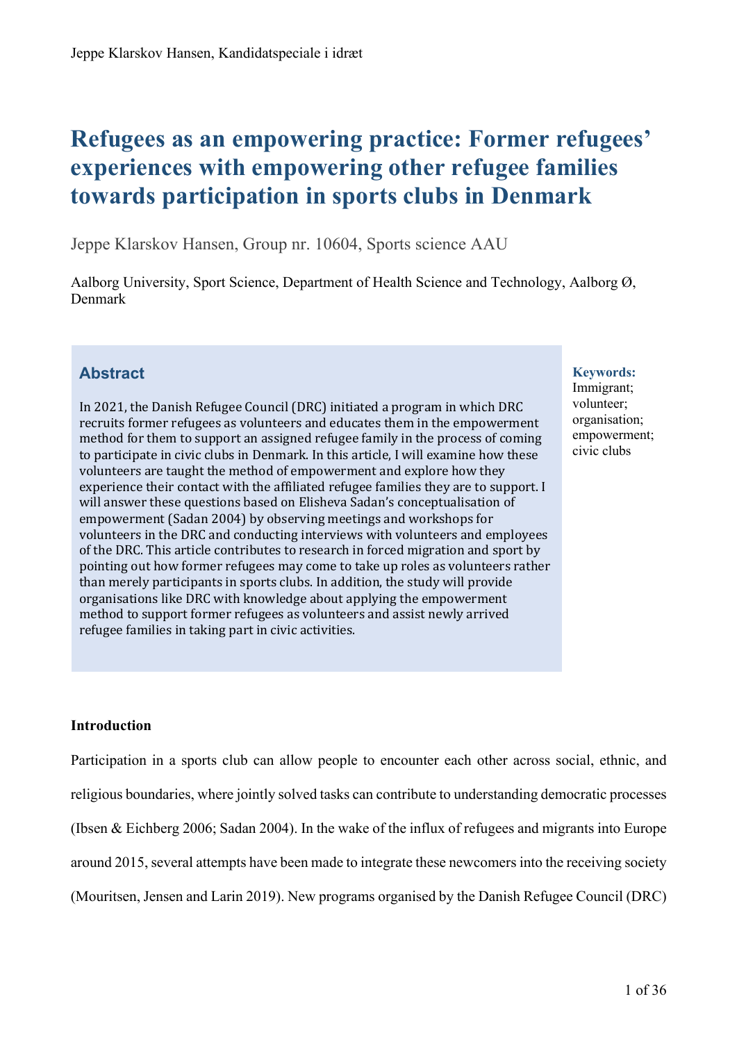# Refugees as an empowering practice: Former refugees' experiences with empowering other refugee families towards participation in sports clubs in Denmark

Jeppe Klarskov Hansen, Group nr. 10604, Sports science AAU

Aalborg University, Sport Science, Department of Health Science and Technology, Aalborg Ø, Denmark

## Abstract

In 2021, the Danish Refugee Council (DRC) initiated a program in which DRC recruits former refugees as volunteers and educates them in the empowerment method for them to support an assigned refugee family in the process of coming to participate in civic clubs in Denmark. In this article, I will examine how these volunteers are taught the method of empowerment and explore how they experience their contact with the affiliated refugee families they are to support. I will answer these questions based on Elisheva Sadan's conceptualisation of empowerment (Sadan 2004) by observing meetings and workshops for volunteers in the DRC and conducting interviews with volunteers and employees of the DRC. This article contributes to research in forced migration and sport by pointing out how former refugees may come to take up roles as volunteers rather than merely participants in sports clubs. In addition, the study will provide organisations like DRC with knowledge about applying the empowerment method to support former refugees as volunteers and assist newly arrived refugee families in taking part in civic activities.

**Keywords:** Immigrant; volunteer; organisation; empowerment; civic clubs

**Introduction**

Participation in a sports club can allow people to encounter each other across social, ethnic, and religious boundaries, where jointly solved tasks can contribute to understanding democratic processes (Ibsen & Eichberg 2006; Sadan 2004). In the wake of the influx of refugees and migrants into Europe around 2015, several attempts have been made to integrate these newcomers into the receiving society (Mouritsen, Jensen and Larin 2019). New programs organised by the Danish Refugee Council (DRC)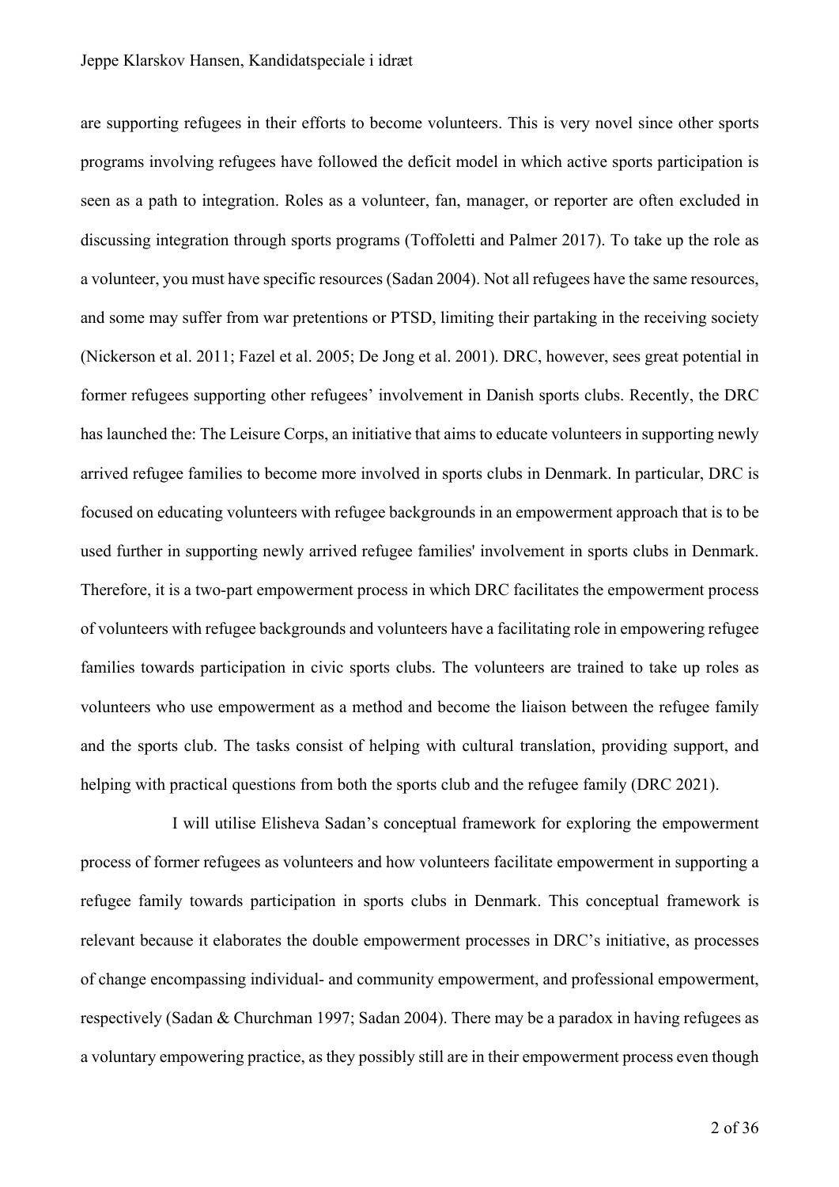are supporting refugees in their efforts to become volunteers. This is very novel since other sports programs involving refugees have followed the deficit model in which active sports participation is seen as a path to integration. Roles as a volunteer, fan, manager, or reporter are often excluded in discussing integration through sports programs (Toffoletti and Palmer 2017). To take up the role as a volunteer, you must have specific resources (Sadan 2004). Not all refugees have the same resources, and some may suffer from war pretentions or PTSD, limiting their partaking in the receiving society (Nickerson et al. 2011; Fazel et al. 2005; De Jong et al. 2001). DRC, however, sees great potential in former refugees supporting other refugees' involvement in Danish sports clubs. Recently, the DRC has launched the: The Leisure Corps, an initiative that aims to educate volunteers in supporting newly arrived refugee families to become more involved in sports clubs in Denmark. In particular, DRC is focused on educating volunteers with refugee backgrounds in an empowerment approach that is to be used further in supporting newly arrived refugee families' involvement in sports clubs in Denmark. Therefore, it is a two-part empowerment process in which DRC facilitates the empowerment process of volunteers with refugee backgrounds and volunteers have a facilitating role in empowering refugee families towards participation in civic sports clubs. The volunteers are trained to take up roles as volunteers who use empowerment as a method and become the liaison between the refugee family and the sports club. The tasks consist of helping with cultural translation, providing support, and helping with practical questions from both the sports club and the refugee family (DRC 2021).

I will utilise Elisheva Sadan's conceptual framework for exploring the empowerment process of former refugees as volunteers and how volunteers facilitate empowerment in supporting a refugee family towards participation in sports clubs in Denmark. This conceptual framework is relevant because it elaborates the double empowerment processes in DRC's initiative, as processes of change encompassing individual- and community empowerment, and professional empowerment, respectively (Sadan & Churchman 1997; Sadan 2004). There may be a paradox in having refugees as a voluntary empowering practice, as they possibly still are in their empowerment process even though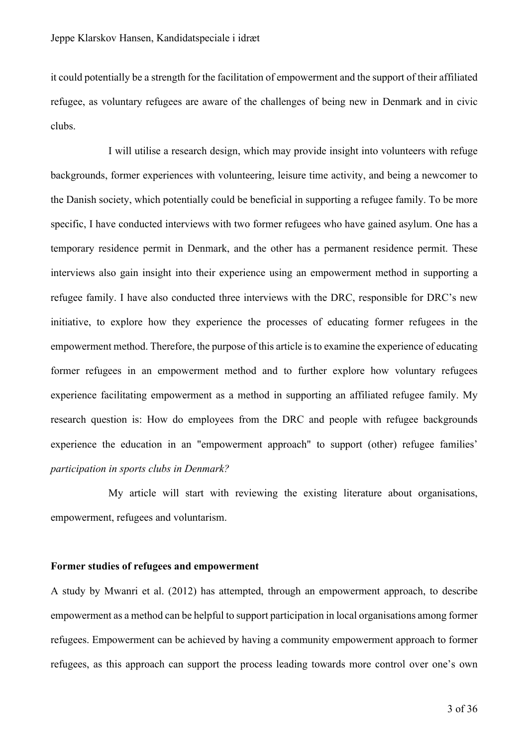it could potentially be a strength for the facilitation of empowerment and the support of their affiliated refugee, as voluntary refugees are aware of the challenges of being new in Denmark and in civic clubs.

I will utilise a research design, which may provide insight into volunteers with refuge backgrounds, former experiences with volunteering, leisure time activity, and being a newcomer to the Danish society, which potentially could be beneficial in supporting a refugee family. To be more specific, I have conducted interviews with two former refugees who have gained asylum. One has a temporary residence permit in Denmark, and the other has a permanent residence permit. These interviews also gain insight into their experience using an empowerment method in supporting a refugee family. I have also conducted three interviews with the DRC, responsible for DRC's new initiative, to explore how they experience the processes of educating former refugees in the empowerment method. Therefore, the purpose of this article is to examine the experience of educating former refugees in an empowerment method and to further explore how voluntary refugees experience facilitating empowerment as a method in supporting an affiliated refugee family. My research question is: How do employees from the DRC and people with refugee backgrounds experience the education in an "empowerment approach" to support (other) refugee families' *participation in sports clubs in Denmark?*

My article will start with reviewing the existing literature about organisations, empowerment, refugees and voluntarism.

**Former studies of refugees and empowerment**

A study by Mwanri et al. (2012) has attempted, through an empowerment approach, to describe empowerment as a method can be helpful to support participation in local organisations among former refugees. Empowerment can be achieved by having a community empowerment approach to former refugees, as this approach can support the process leading towards more control over one's own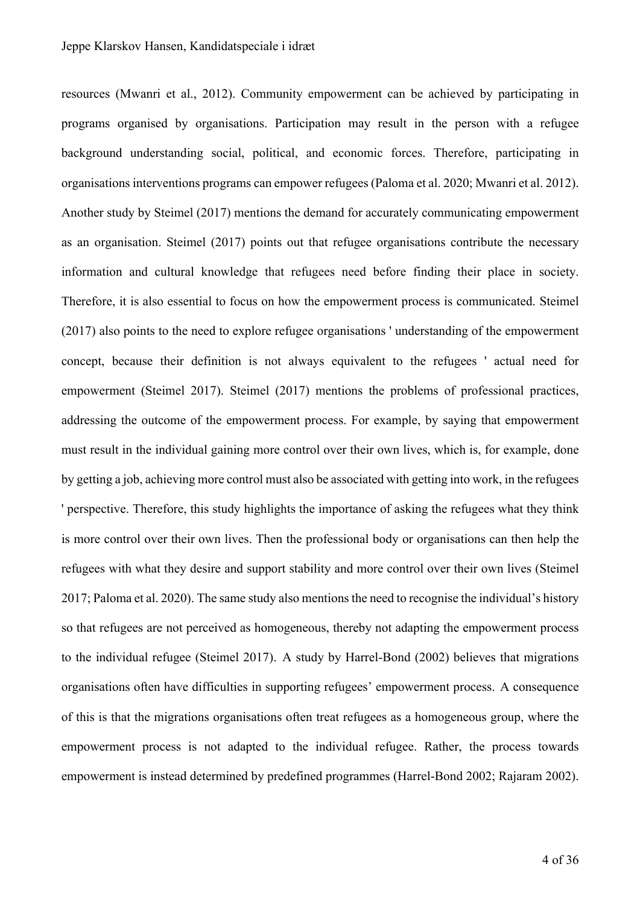resources (Mwanri et al., 2012). Community empowerment can be achieved by participating in programs organised by organisations. Participation may result in the person with a refugee background understanding social, political, and economic forces. Therefore, participating in organisations interventions programs can empower refugees (Paloma et al. 2020; Mwanri et al. 2012). Another study by Steimel (2017) mentions the demand for accurately communicating empowerment as an organisation. Steimel (2017) points out that refugee organisations contribute the necessary information and cultural knowledge that refugees need before finding their place in society. Therefore, it is also essential to focus on how the empowerment process is communicated. Steimel (2017) also points to the need to explore refugee organisations ' understanding of the empowerment concept, because their definition is not always equivalent to the refugees ' actual need for empowerment (Steimel 2017). Steimel (2017) mentions the problems of professional practices, addressing the outcome of the empowerment process. For example, by saying that empowerment must result in the individual gaining more control over their own lives, which is, for example, done by getting a job, achieving more control must also be associated with getting into work, in the refugees ' perspective. Therefore, this study highlights the importance of asking the refugees what they think is more control over their own lives. Then the professional body or organisations can then help the refugees with what they desire and support stability and more control over their own lives (Steimel 2017; Paloma et al. 2020). The same study also mentions the need to recognise the individual's history so that refugees are not perceived as homogeneous, thereby not adapting the empowerment process to the individual refugee (Steimel 2017). A study by Harrel-Bond (2002) believes that migrations organisations often have difficulties in supporting refugees' empowerment process. A consequence of this is that the migrations organisations often treat refugees as a homogeneous group, where the empowerment process is not adapted to the individual refugee. Rather, the process towards empowerment is instead determined by predefined programmes (Harrel-Bond 2002; Rajaram 2002).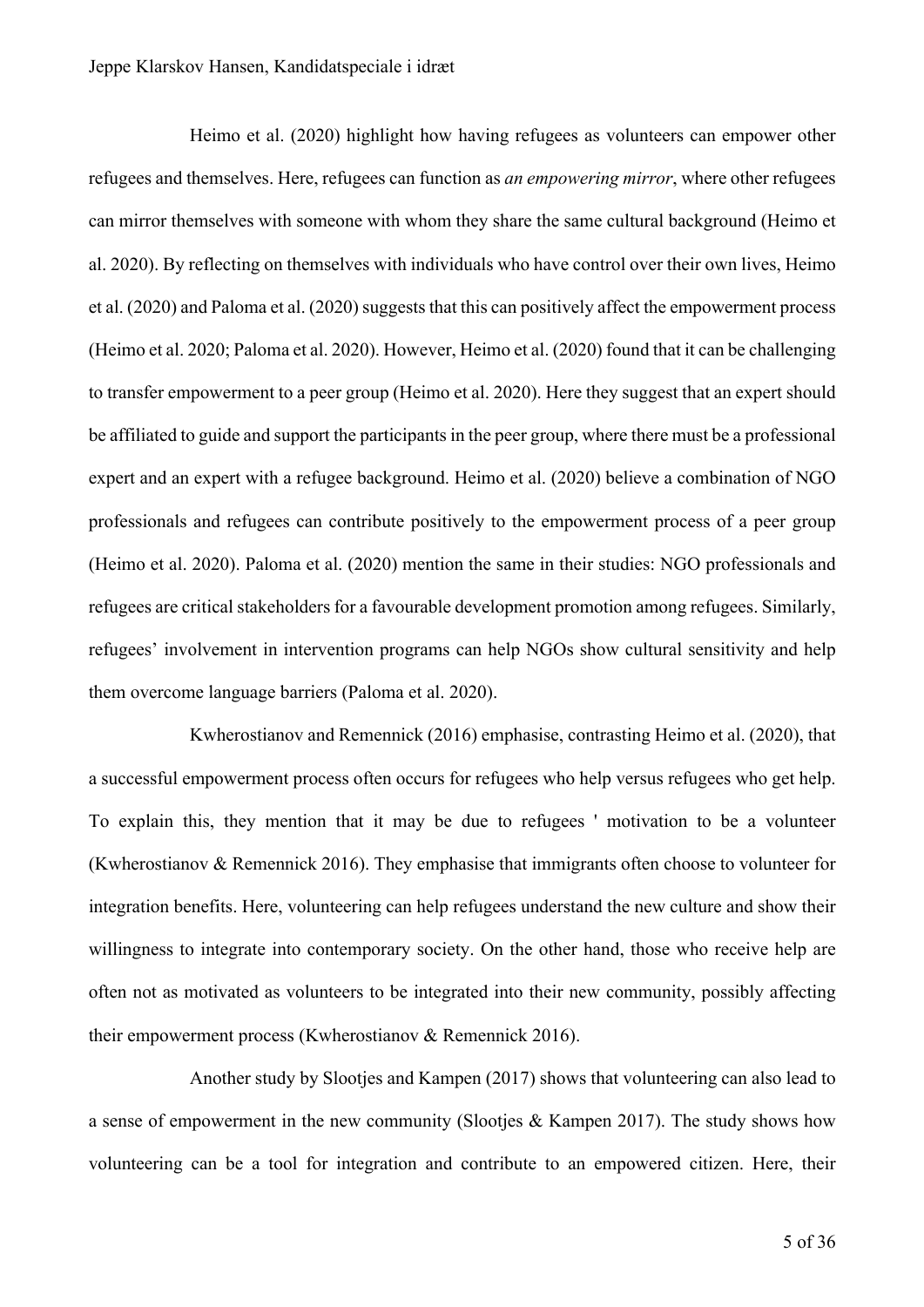Heimo et al. (2020) highlight how having refugees as volunteers can empower other refugees and themselves. Here, refugees can function as *an empowering mirror*, where other refugees can mirror themselves with someone with whom they share the same cultural background (Heimo et al. 2020). By reflecting on themselves with individuals who have control over their own lives, Heimo et al. (2020) and Paloma et al. (2020) suggests that this can positively affect the empowerment process (Heimo et al. 2020; Paloma et al. 2020). However, Heimo et al. (2020) found that it can be challenging to transfer empowerment to a peer group (Heimo et al. 2020). Here they suggest that an expert should be affiliated to guide and support the participants in the peer group, where there must be a professional expert and an expert with a refugee background. Heimo et al. (2020) believe a combination of NGO professionals and refugees can contribute positively to the empowerment process of a peer group (Heimo et al. 2020). Paloma et al. (2020) mention the same in their studies: NGO professionals and refugees are critical stakeholders for a favourable development promotion among refugees. Similarly, refugees' involvement in intervention programs can help NGOs show cultural sensitivity and help them overcome language barriers (Paloma et al. 2020).

Kwherostianov and Remennick (2016) emphasise, contrasting Heimo et al. (2020), that a successful empowerment process often occurs for refugees who help versus refugees who get help. To explain this, they mention that it may be due to refugees ' motivation to be a volunteer (Kwherostianov & Remennick 2016). They emphasise that immigrants often choose to volunteer for integration benefits. Here, volunteering can help refugees understand the new culture and show their willingness to integrate into contemporary society. On the other hand, those who receive help are often not as motivated as volunteers to be integrated into their new community, possibly affecting their empowerment process (Kwherostianov & Remennick 2016).

Another study by Slootjes and Kampen (2017) shows that volunteering can also lead to a sense of empowerment in the new community (Slootjes & Kampen 2017). The study shows how volunteering can be a tool for integration and contribute to an empowered citizen. Here, their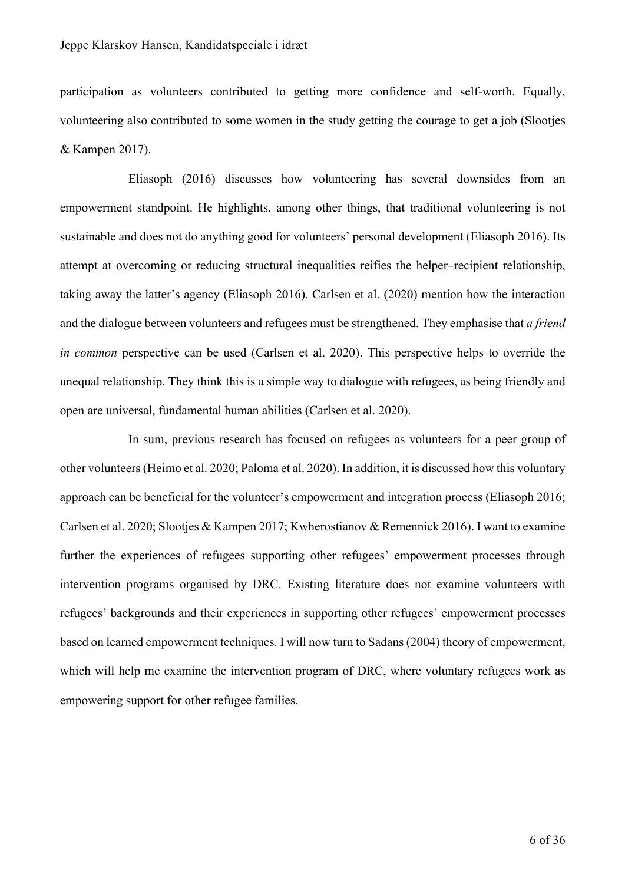participation as volunteers contributed to getting more confidence and self-worth. Equally, volunteering also contributed to some women in the study getting the courage to get a job (Slootjes & Kampen 2017).

Eliasoph (2016) discusses how volunteering has several downsides from an empowerment standpoint. He highlights, among other things, that traditional volunteering is not sustainable and does not do anything good for volunteers' personal development (Eliasoph 2016). Its attempt at overcoming or reducing structural inequalities reifies the helper–recipient relationship, taking away the latter's agency (Eliasoph 2016). Carlsen et al. (2020) mention how the interaction and the dialogue between volunteers and refugees must be strengthened. They emphasise that *a friend in common* perspective can be used (Carlsen et al. 2020). This perspective helps to override the unequal relationship. They think this is a simple way to dialogue with refugees, as being friendly and open are universal, fundamental human abilities (Carlsen et al. 2020).

In sum, previous research has focused on refugees as volunteers for a peer group of other volunteers (Heimo et al. 2020; Paloma et al. 2020). In addition, it is discussed how this voluntary approach can be beneficial for the volunteer's empowerment and integration process (Eliasoph 2016; Carlsen et al. 2020; Slootjes & Kampen 2017; Kwherostianov & Remennick 2016). I want to examine further the experiences of refugees supporting other refugees' empowerment processes through intervention programs organised by DRC. Existing literature does not examine volunteers with refugees' backgrounds and their experiences in supporting other refugees' empowerment processes based on learned empowerment techniques. I will now turn to Sadans (2004) theory of empowerment, which will help me examine the intervention program of DRC, where voluntary refugees work as empowering support for other refugee families.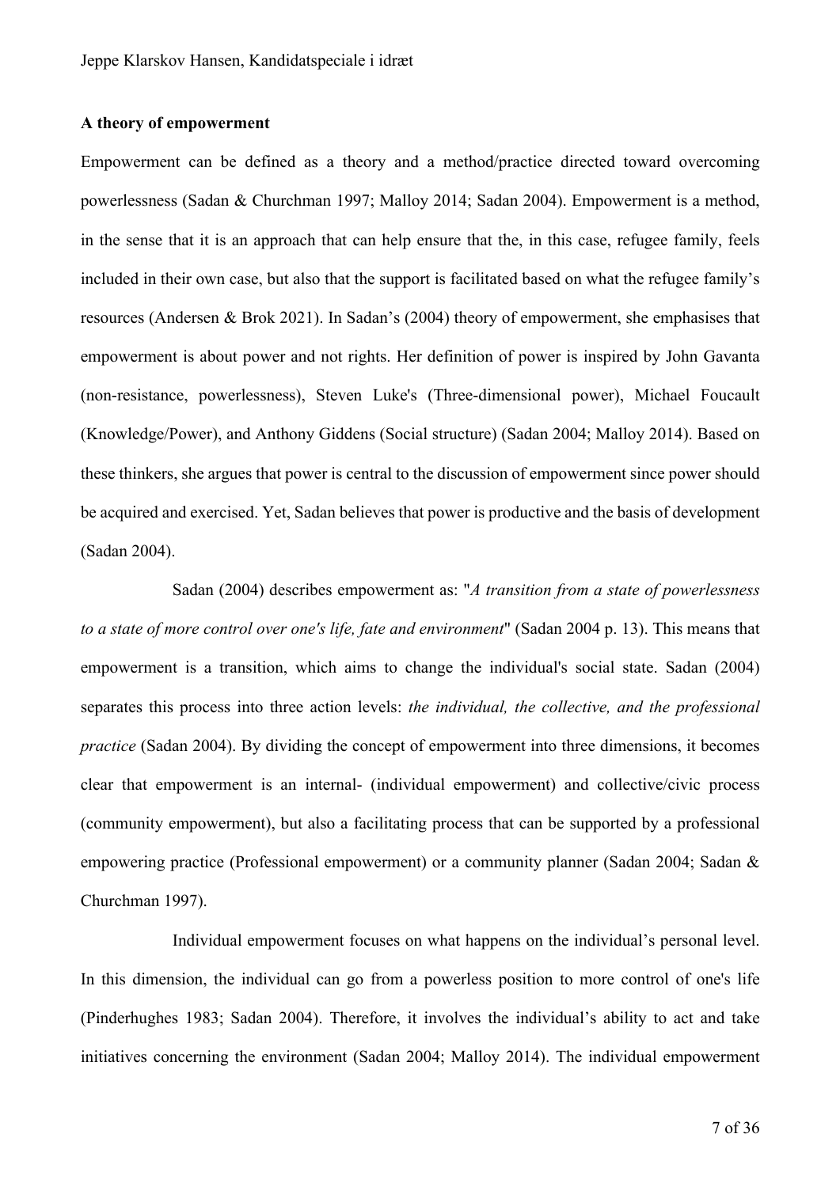**A theory of empowerment**

Empowerment can be defined as a theory and a method/practice directed toward overcoming powerlessness (Sadan & Churchman 1997; Malloy 2014; Sadan 2004). Empowerment is a method, in the sense that it is an approach that can help ensure that the, in this case, refugee family, feels included in their own case, but also that the support is facilitated based on what the refugee family's resources (Andersen & Brok 2021). In Sadan's (2004) theory of empowerment, she emphasises that empowerment is about power and not rights. Her definition of power is inspired by John Gavanta (non-resistance, powerlessness), Steven Luke's (Three-dimensional power), Michael Foucault (Knowledge/Power), and Anthony Giddens (Social structure) (Sadan 2004; Malloy 2014). Based on these thinkers, she argues that power is central to the discussion of empowerment since power should be acquired and exercised. Yet, Sadan believes that power is productive and the basis of development (Sadan 2004).

Sadan (2004) describes empowerment as: "*A transition from a state of powerlessness to a state of more control over one's life, fate and environment*" (Sadan 2004 p. 13). This means that empowerment is a transition, which aims to change the individual's social state. Sadan (2004) separates this process into three action levels: *the individual, the collective, and the professional practice* (Sadan 2004). By dividing the concept of empowerment into three dimensions, it becomes clear that empowerment is an internal- (individual empowerment) and collective/civic process (community empowerment), but also a facilitating process that can be supported by a professional empowering practice (Professional empowerment) or a community planner (Sadan 2004; Sadan & Churchman 1997).

Individual empowerment focuses on what happens on the individual's personal level. In this dimension, the individual can go from a powerless position to more control of one's life (Pinderhughes 1983; Sadan 2004). Therefore, it involves the individual's ability to act and take initiatives concerning the environment (Sadan 2004; Malloy 2014). The individual empowerment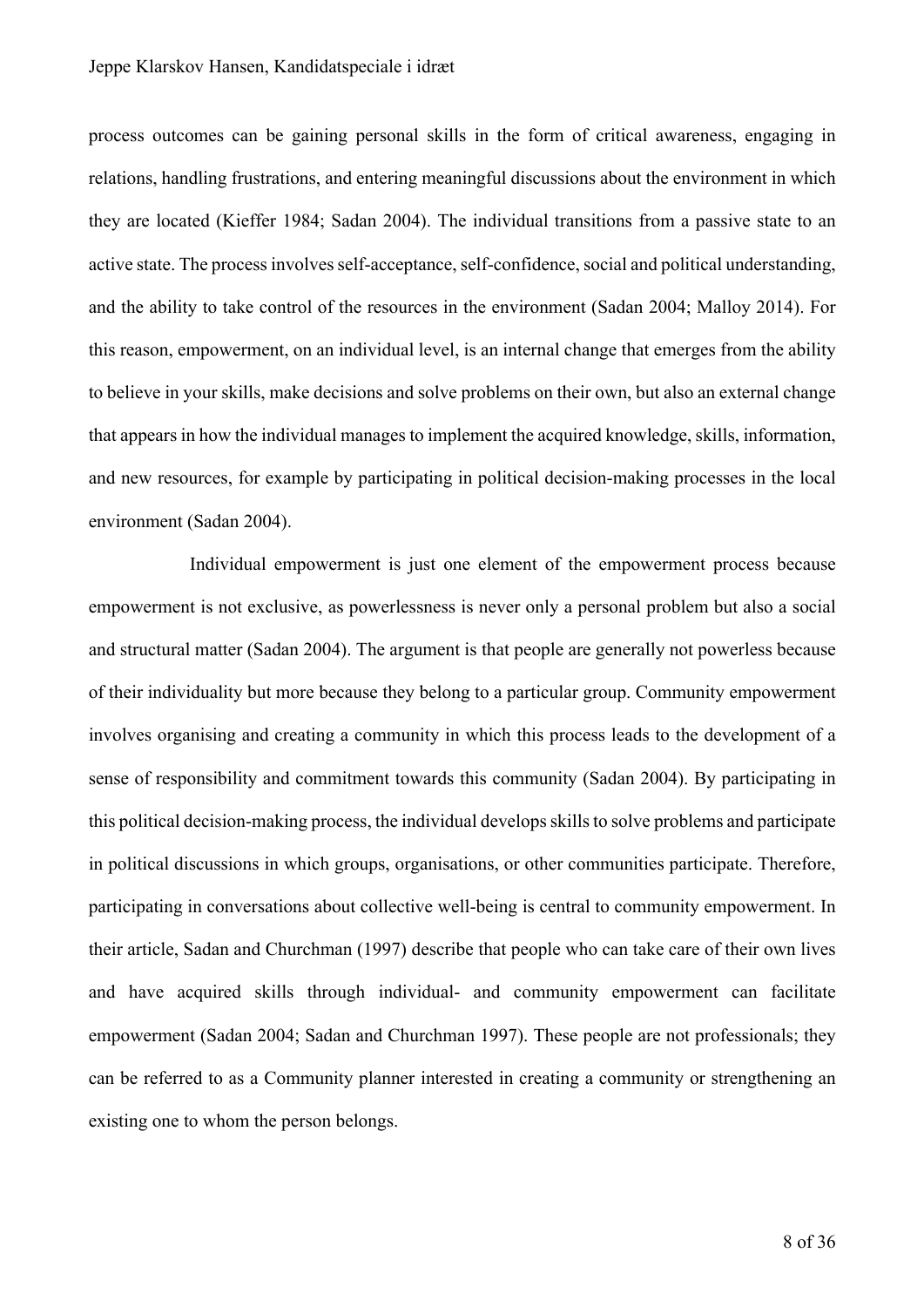process outcomes can be gaining personal skills in the form of critical awareness, engaging in relations, handling frustrations, and entering meaningful discussions about the environment in which they are located (Kieffer 1984; Sadan 2004). The individual transitions from a passive state to an active state. The process involves self-acceptance, self-confidence, social and political understanding, and the ability to take control of the resources in the environment (Sadan 2004; Malloy 2014). For this reason, empowerment, on an individual level, is an internal change that emerges from the ability to believe in your skills, make decisions and solve problems on their own, but also an external change that appears in how the individual manages to implement the acquired knowledge, skills, information, and new resources, for example by participating in political decision-making processes in the local environment (Sadan 2004).

Individual empowerment is just one element of the empowerment process because empowerment is not exclusive, as powerlessness is never only a personal problem but also a social and structural matter (Sadan 2004). The argument is that people are generally not powerless because of their individuality but more because they belong to a particular group. Community empowerment involves organising and creating a community in which this process leads to the development of a sense of responsibility and commitment towards this community (Sadan 2004). By participating in this political decision-making process, the individual develops skills to solve problems and participate in political discussions in which groups, organisations, or other communities participate. Therefore, participating in conversations about collective well-being is central to community empowerment. In their article, Sadan and Churchman (1997) describe that people who can take care of their own lives and have acquired skills through individual- and community empowerment can facilitate empowerment (Sadan 2004; Sadan and Churchman 1997). These people are not professionals; they can be referred to as a Community planner interested in creating a community or strengthening an existing one to whom the person belongs.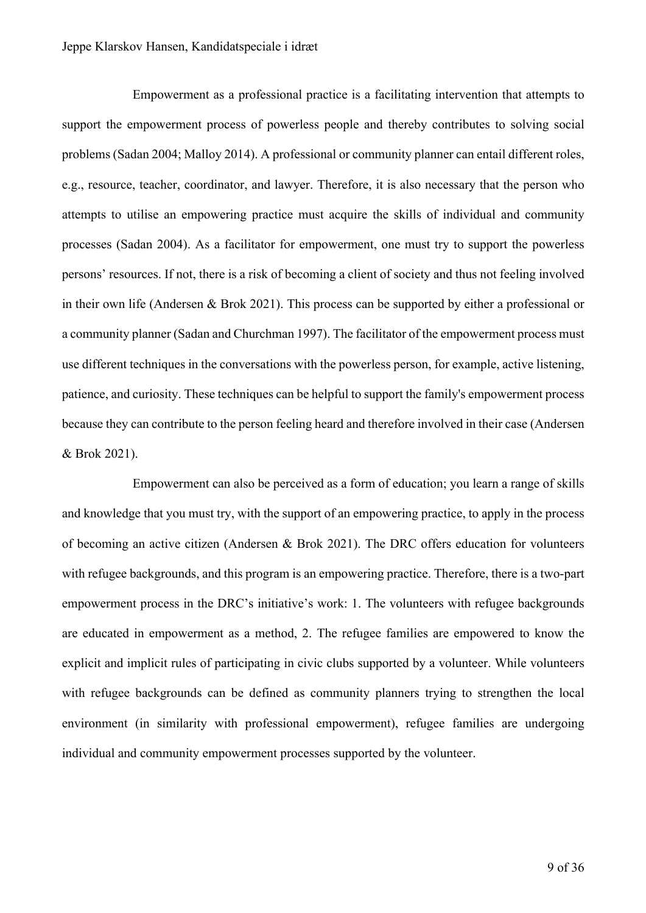Empowerment as a professional practice is a facilitating intervention that attempts to support the empowerment process of powerless people and thereby contributes to solving social problems (Sadan 2004; Malloy 2014). A professional or community planner can entail different roles, e.g., resource, teacher, coordinator, and lawyer. Therefore, it is also necessary that the person who attempts to utilise an empowering practice must acquire the skills of individual and community processes (Sadan 2004). As a facilitator for empowerment, one must try to support the powerless persons' resources. If not, there is a risk of becoming a client of society and thus not feeling involved in their own life (Andersen & Brok 2021). This process can be supported by either a professional or a community planner (Sadan and Churchman 1997). The facilitator of the empowerment process must use different techniques in the conversations with the powerless person, for example, active listening, patience, and curiosity. These techniques can be helpful to support the family's empowerment process because they can contribute to the person feeling heard and therefore involved in their case (Andersen & Brok 2021).

Empowerment can also be perceived as a form of education; you learn a range of skills and knowledge that you must try, with the support of an empowering practice, to apply in the process of becoming an active citizen (Andersen & Brok 2021). The DRC offers education for volunteers with refugee backgrounds, and this program is an empowering practice. Therefore, there is a two-part empowerment process in the DRC's initiative's work: 1. The volunteers with refugee backgrounds are educated in empowerment as a method, 2. The refugee families are empowered to know the explicit and implicit rules of participating in civic clubs supported by a volunteer. While volunteers with refugee backgrounds can be defined as community planners trying to strengthen the local environment (in similarity with professional empowerment), refugee families are undergoing individual and community empowerment processes supported by the volunteer.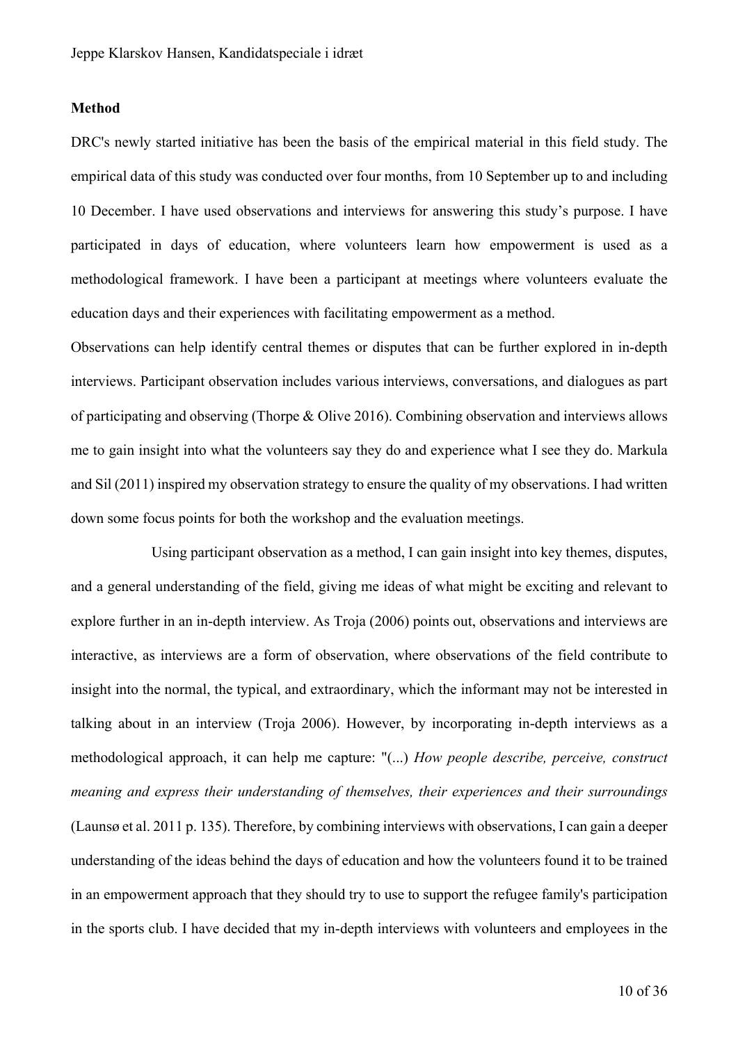**Method**

DRC's newly started initiative has been the basis of the empirical material in this field study. The empirical data of this study was conducted over four months, from 10 September up to and including 10 December. I have used observations and interviews for answering this study's purpose. I have participated in days of education, where volunteers learn how empowerment is used as a methodological framework. I have been a participant at meetings where volunteers evaluate the education days and their experiences with facilitating empowerment as a method.

Observations can help identify central themes or disputes that can be further explored in in-depth interviews. Participant observation includes various interviews, conversations, and dialogues as part of participating and observing (Thorpe & Olive 2016). Combining observation and interviews allows me to gain insight into what the volunteers say they do and experience what I see they do. Markula and Sil (2011) inspired my observation strategy to ensure the quality of my observations. I had written down some focus points for both the workshop and the evaluation meetings.

Using participant observation as a method, I can gain insight into key themes, disputes, and a general understanding of the field, giving me ideas of what might be exciting and relevant to explore further in an in-depth interview. As Troja (2006) points out, observations and interviews are interactive, as interviews are a form of observation, where observations of the field contribute to insight into the normal, the typical, and extraordinary, which the informant may not be interested in talking about in an interview (Troja 2006). However, by incorporating in-depth interviews as a methodological approach, it can help me capture: "(...) *How people describe, perceive, construct meaning and express their understanding of themselves, their experiences and their surroundings* (Launsø et al. 2011 p. 135). Therefore, by combining interviews with observations, I can gain a deeper understanding of the ideas behind the days of education and how the volunteers found it to be trained in an empowerment approach that they should try to use to support the refugee family's participation in the sports club. I have decided that my in-depth interviews with volunteers and employees in the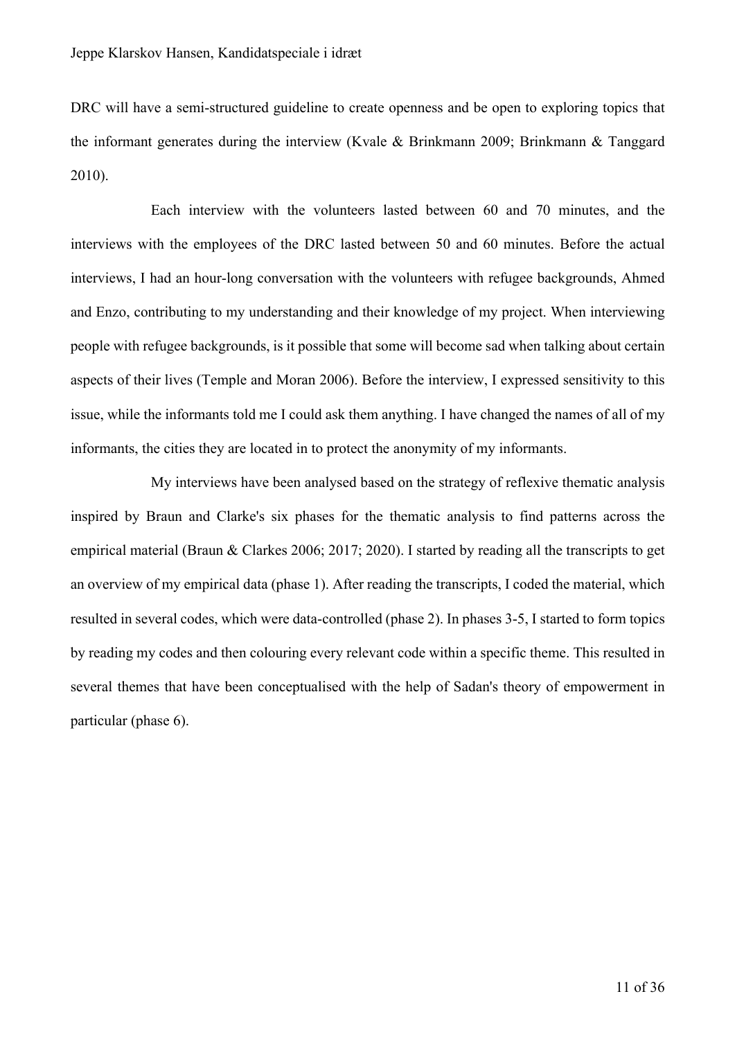DRC will have a semi-structured guideline to create openness and be open to exploring topics that the informant generates during the interview (Kvale & Brinkmann 2009; Brinkmann & Tanggard 2010).

Each interview with the volunteers lasted between 60 and 70 minutes, and the interviews with the employees of the DRC lasted between 50 and 60 minutes. Before the actual interviews, I had an hour-long conversation with the volunteers with refugee backgrounds, Ahmed and Enzo, contributing to my understanding and their knowledge of my project. When interviewing people with refugee backgrounds, is it possible that some will become sad when talking about certain aspects of their lives (Temple and Moran 2006). Before the interview, I expressed sensitivity to this issue, while the informants told me I could ask them anything. I have changed the names of all of my informants, the cities they are located in to protect the anonymity of my informants.

My interviews have been analysed based on the strategy of reflexive thematic analysis inspired by Braun and Clarke's six phases for the thematic analysis to find patterns across the empirical material (Braun & Clarkes 2006; 2017; 2020). I started by reading all the transcripts to get an overview of my empirical data (phase 1). After reading the transcripts, I coded the material, which resulted in several codes, which were data-controlled (phase 2). In phases 3-5, I started to form topics by reading my codes and then colouring every relevant code within a specific theme. This resulted in several themes that have been conceptualised with the help of Sadan's theory of empowerment in particular (phase 6).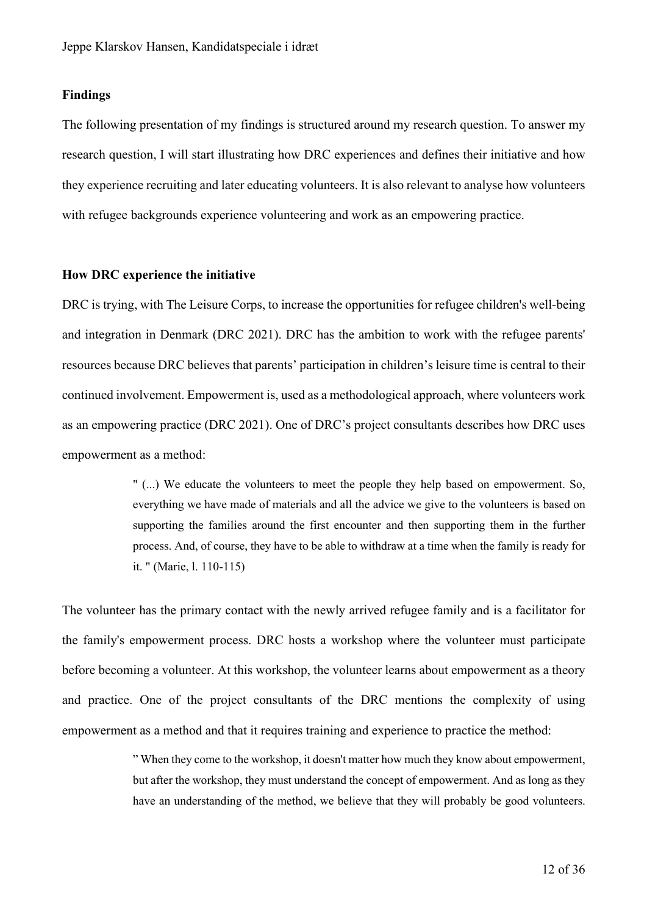## Findings

The following presentation of my findings is structured around my research question. To answer my research question, I will start illustrating how DRC experiences and defines their initiative and how they experience recruiting and later educating volunteers. It is also relevant to analyse how volunteers with refugee backgrounds experience volunteering and work as an empowering practice.

### How DRC experience the initiative

DRC is trying, with The Leisure Corps, to increase the opportunities for refugee children's well-being and integration in Denmark (DRC 2021). DRC has the ambition to work with the refugee parents' resources because DRC believes that parents' participation in children's leisure time is central to their continued involvement. Empowerment is, used as a methodological approach, where volunteers work as an empowering practice (DRC 2021). One of DRC's project consultants describes how DRC uses empowerment as a method:

> " (...) We educate the volunteers to meet the people they help based on empowerment. So, everything we have made of materials and all the advice we give to the volunteers is based on supporting the families around the first encounter and then supporting them in the further process. And, of course, they have to be able to withdraw at a time when the family is ready for it. " (Marie, l. 110-115)

The volunteer has the primary contact with the newly arrived refugee family and is a facilitator for the family's empowerment process. DRC hosts a workshop where the volunteer must participate before becoming a volunteer. At this workshop, the volunteer learns about empowerment as a theory and practice. One of the project consultants of the DRC mentions the complexity of using empowerment as a method and that it requires training and experience to practice the method:

> " When they come to the workshop, it doesn't matter how much they know about empowerment, but after the workshop, they must understand the concept of empowerment. And as long as they have an understanding of the method, we believe that they will probably be good volunteers.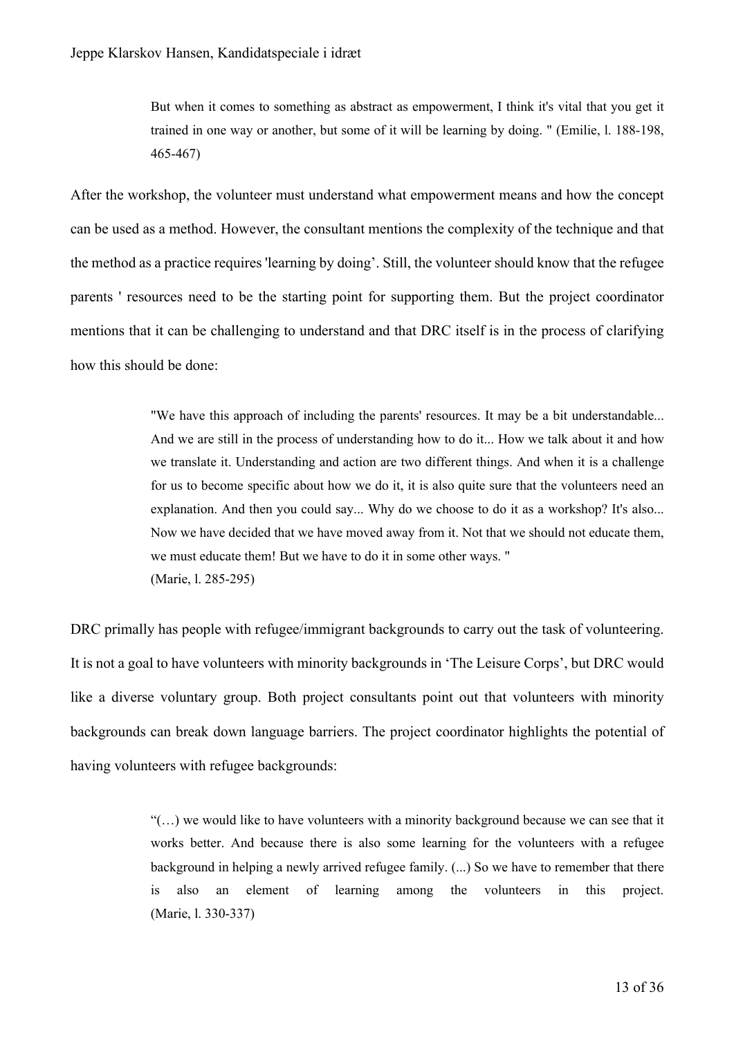> But when it comes to something as abstract as empowerment, I think it's vital that you get it trained in one way or another, but some of it will be learning by doing. " (Emilie, l. 188-198, 465-467)

After the workshop, the volunteer must understand what empowerment means and how the concept can be used as a method. However, the consultant mentions the complexity of the technique and that the method as a practice requires 'learning by doing'. Still, the volunteer should know that the refugee parents ' resources need to be the starting point for supporting them. But the project coordinator mentions that it can be challenging to understand and that DRC itself is in the process of clarifying how this should be done:

> "We have this approach of including the parents' resources. It may be a bit understandable... And we are still in the process of understanding how to do it... How we talk about it and how we translate it. Understanding and action are two different things. And when it is a challenge for us to become specific about how we do it, it is also quite sure that the volunteers need an explanation. And then you could say... Why do we choose to do it as a workshop? It's also... Now we have decided that we have moved away from it. Not that we should not educate them, we must educate them! But we have to do it in some other ways. "
> (Marie, l. 285-295)

DRC primally has people with refugee/immigrant backgrounds to carry out the task of volunteering. It is not a goal to have volunteers with minority backgrounds in 'The Leisure Corps', but DRC would like a diverse voluntary group. Both project consultants point out that volunteers with minority backgrounds can break down language barriers. The project coordinator highlights the potential of having volunteers with refugee backgrounds:

> "(…) we would like to have volunteers with a minority background because we can see that it works better. And because there is also some learning for the volunteers with a refugee background in helping a newly arrived refugee family. (...) So we have to remember that there is also an element of learning among the volunteers in this project.
> (Marie, l. 330-337)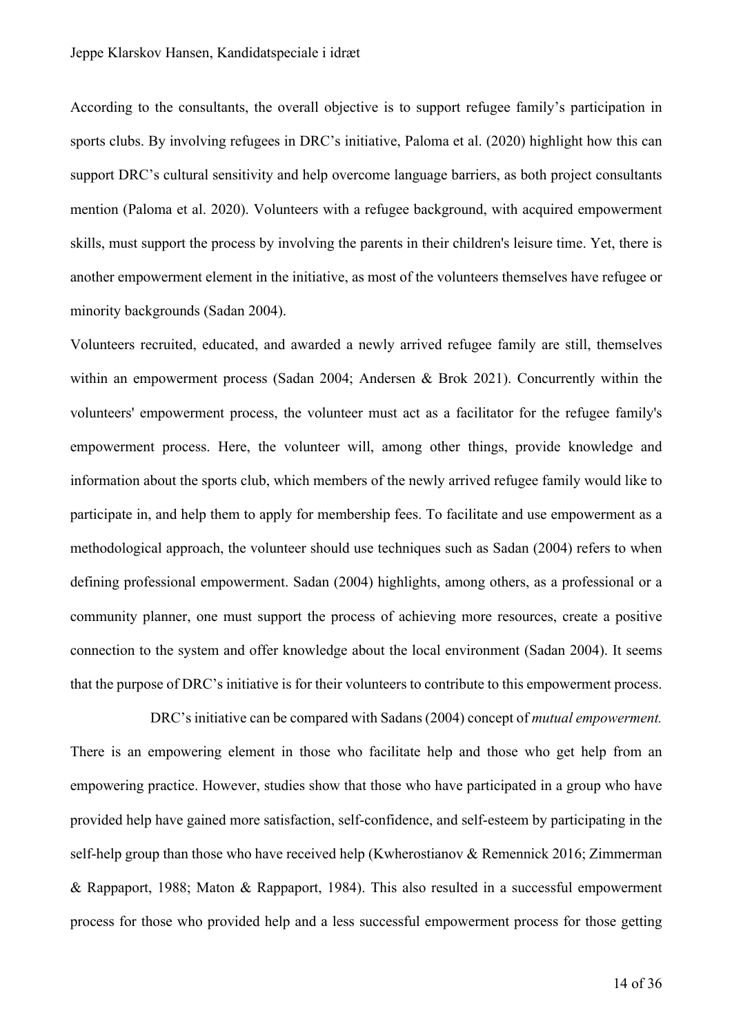According to the consultants, the overall objective is to support refugee family's participation in sports clubs. By involving refugees in DRC's initiative, Paloma et al. (2020) highlight how this can support DRC's cultural sensitivity and help overcome language barriers, as both project consultants mention (Paloma et al. 2020). Volunteers with a refugee background, with acquired empowerment skills, must support the process by involving the parents in their children's leisure time. Yet, there is another empowerment element in the initiative, as most of the volunteers themselves have refugee or minority backgrounds (Sadan 2004).

Volunteers recruited, educated, and awarded a newly arrived refugee family are still, themselves within an empowerment process (Sadan 2004; Andersen & Brok 2021). Concurrently within the volunteers' empowerment process, the volunteer must act as a facilitator for the refugee family's empowerment process. Here, the volunteer will, among other things, provide knowledge and information about the sports club, which members of the newly arrived refugee family would like to participate in, and help them to apply for membership fees. To facilitate and use empowerment as a methodological approach, the volunteer should use techniques such as Sadan (2004) refers to when defining professional empowerment. Sadan (2004) highlights, among others, as a professional or a community planner, one must support the process of achieving more resources, create a positive connection to the system and offer knowledge about the local environment (Sadan 2004). It seems that the purpose of DRC's initiative is for their volunteers to contribute to this empowerment process.

DRC's initiative can be compared with Sadans (2004) concept of *mutual empowerment.* There is an empowering element in those who facilitate help and those who get help from an empowering practice. However, studies show that those who have participated in a group who have provided help have gained more satisfaction, self-confidence, and self-esteem by participating in the self-help group than those who have received help (Kwherostianov & Remennick 2016; Zimmerman & Rappaport, 1988; Maton & Rappaport, 1984). This also resulted in a successful empowerment process for those who provided help and a less successful empowerment process for those getting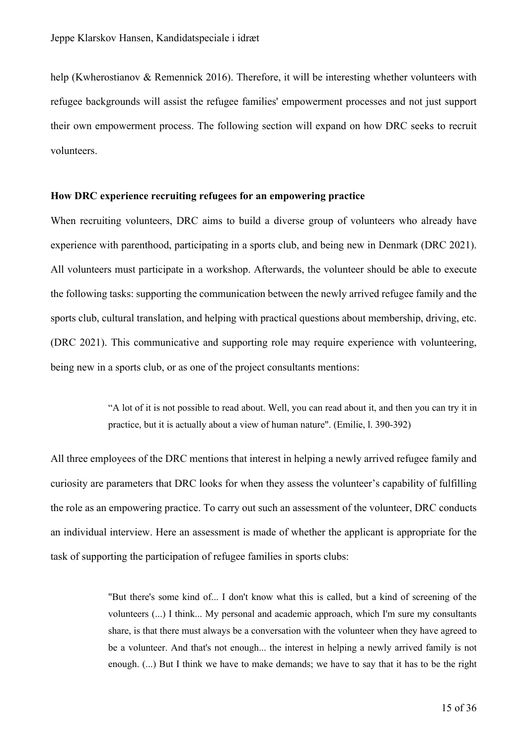help (Kwherostianov & Remennick 2016). Therefore, it will be interesting whether volunteers with refugee backgrounds will assist the refugee families' empowerment processes and not just support their own empowerment process. The following section will expand on how DRC seeks to recruit volunteers.

**How DRC experience recruiting refugees for an empowering practice**

When recruiting volunteers, DRC aims to build a diverse group of volunteers who already have experience with parenthood, participating in a sports club, and being new in Denmark (DRC 2021). All volunteers must participate in a workshop. Afterwards, the volunteer should be able to execute the following tasks: supporting the communication between the newly arrived refugee family and the sports club, cultural translation, and helping with practical questions about membership, driving, etc. (DRC 2021). This communicative and supporting role may require experience with volunteering, being new in a sports club, or as one of the project consultants mentions:

> “A lot of it is not possible to read about. Well, you can read about it, and then you can try it in practice, but it is actually about a view of human nature". (Emilie, l. 390-392)

All three employees of the DRC mentions that interest in helping a newly arrived refugee family and curiosity are parameters that DRC looks for when they assess the volunteer’s capability of fulfilling the role as an empowering practice. To carry out such an assessment of the volunteer, DRC conducts an individual interview. Here an assessment is made of whether the applicant is appropriate for the task of supporting the participation of refugee families in sports clubs:

> "But there's some kind of... I don't know what this is called, but a kind of screening of the volunteers (...) I think... My personal and academic approach, which I'm sure my consultants share, is that there must always be a conversation with the volunteer when they have agreed to be a volunteer. And that's not enough... the interest in helping a newly arrived family is not enough. (...) But I think we have to make demands; we have to say that it has to be the right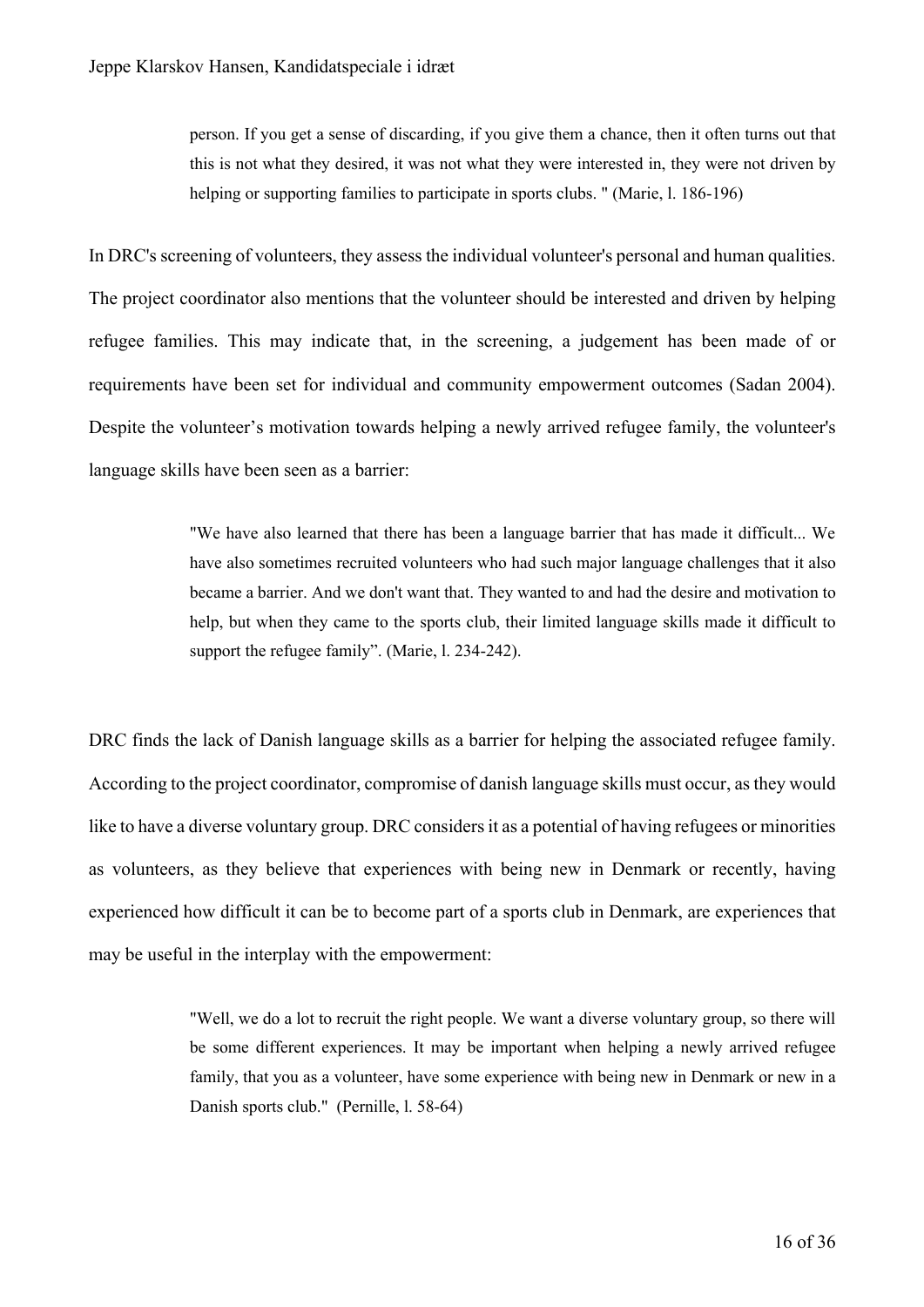> person. If you get a sense of discarding, if you give them a chance, then it often turns out that this is not what they desired, it was not what they were interested in, they were not driven by helping or supporting families to participate in sports clubs. " (Marie, l. 186-196)

In DRC's screening of volunteers, they assess the individual volunteer's personal and human qualities. The project coordinator also mentions that the volunteer should be interested and driven by helping refugee families. This may indicate that, in the screening, a judgement has been made of or requirements have been set for individual and community empowerment outcomes (Sadan 2004). Despite the volunteer's motivation towards helping a newly arrived refugee family, the volunteer's language skills have been seen as a barrier:

> "We have also learned that there has been a language barrier that has made it difficult... We have also sometimes recruited volunteers who had such major language challenges that it also became a barrier. And we don't want that. They wanted to and had the desire and motivation to help, but when they came to the sports club, their limited language skills made it difficult to support the refugee family". (Marie, l. 234-242).

DRC finds the lack of Danish language skills as a barrier for helping the associated refugee family. According to the project coordinator, compromise of danish language skills must occur, as they would like to have a diverse voluntary group. DRC considers it as a potential of having refugees or minorities as volunteers, as they believe that experiences with being new in Denmark or recently, having experienced how difficult it can be to become part of a sports club in Denmark, are experiences that may be useful in the interplay with the empowerment:

> "Well, we do a lot to recruit the right people. We want a diverse voluntary group, so there will be some different experiences. It may be important when helping a newly arrived refugee family, that you as a volunteer, have some experience with being new in Denmark or new in a Danish sports club." (Pernille, l. 58-64)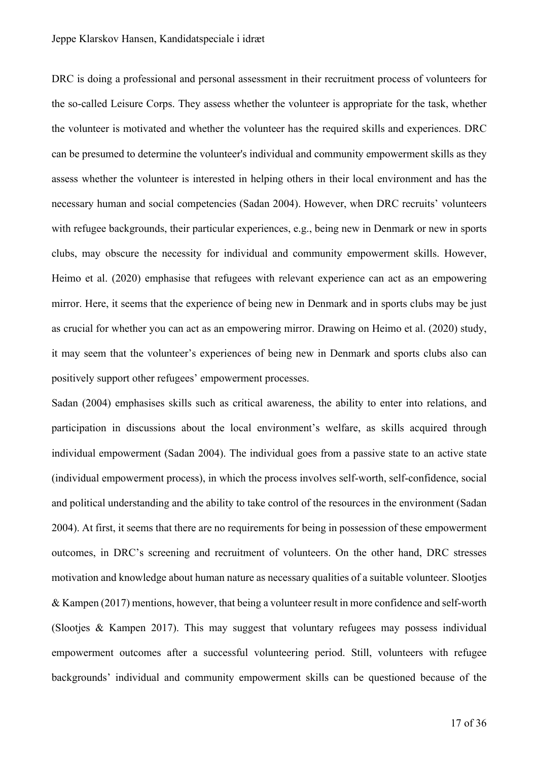DRC is doing a professional and personal assessment in their recruitment process of volunteers for the so-called Leisure Corps. They assess whether the volunteer is appropriate for the task, whether the volunteer is motivated and whether the volunteer has the required skills and experiences. DRC can be presumed to determine the volunteer's individual and community empowerment skills as they assess whether the volunteer is interested in helping others in their local environment and has the necessary human and social competencies (Sadan 2004). However, when DRC recruits' volunteers with refugee backgrounds, their particular experiences, e.g., being new in Denmark or new in sports clubs, may obscure the necessity for individual and community empowerment skills. However, Heimo et al. (2020) emphasise that refugees with relevant experience can act as an empowering mirror. Here, it seems that the experience of being new in Denmark and in sports clubs may be just as crucial for whether you can act as an empowering mirror. Drawing on Heimo et al. (2020) study, it may seem that the volunteer's experiences of being new in Denmark and sports clubs also can positively support other refugees' empowerment processes.

Sadan (2004) emphasises skills such as critical awareness, the ability to enter into relations, and participation in discussions about the local environment's welfare, as skills acquired through individual empowerment (Sadan 2004). The individual goes from a passive state to an active state (individual empowerment process), in which the process involves self-worth, self-confidence, social and political understanding and the ability to take control of the resources in the environment (Sadan 2004). At first, it seems that there are no requirements for being in possession of these empowerment outcomes, in DRC's screening and recruitment of volunteers. On the other hand, DRC stresses motivation and knowledge about human nature as necessary qualities of a suitable volunteer. Slootjes & Kampen (2017) mentions, however, that being a volunteer result in more confidence and self-worth (Slootjes & Kampen 2017). This may suggest that voluntary refugees may possess individual empowerment outcomes after a successful volunteering period. Still, volunteers with refugee backgrounds' individual and community empowerment skills can be questioned because of the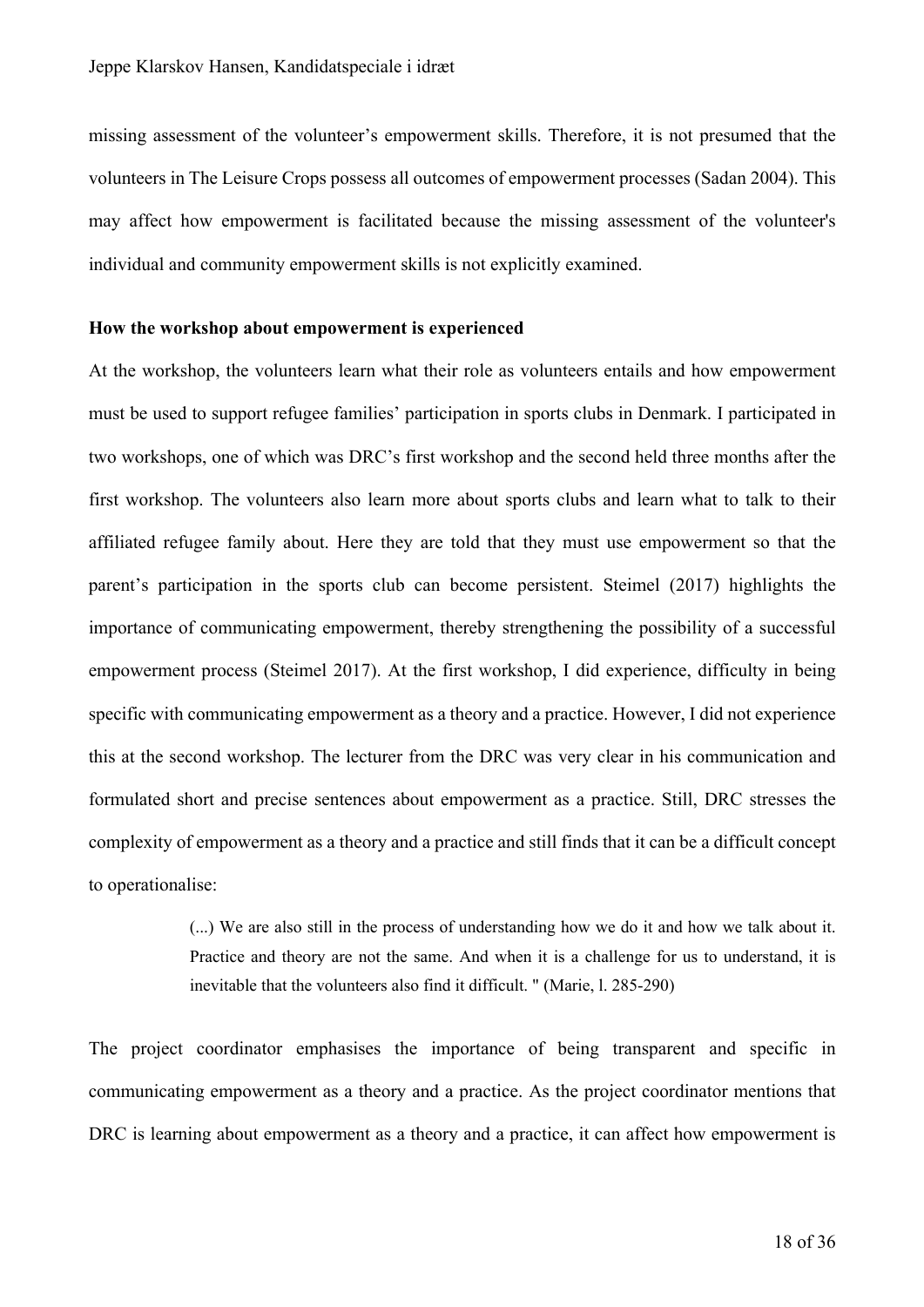missing assessment of the volunteer's empowerment skills. Therefore, it is not presumed that the volunteers in The Leisure Crops possess all outcomes of empowerment processes (Sadan 2004). This may affect how empowerment is facilitated because the missing assessment of the volunteer's individual and community empowerment skills is not explicitly examined.

**How the workshop about empowerment is experienced**

At the workshop, the volunteers learn what their role as volunteers entails and how empowerment must be used to support refugee families' participation in sports clubs in Denmark. I participated in two workshops, one of which was DRC's first workshop and the second held three months after the first workshop. The volunteers also learn more about sports clubs and learn what to talk to their affiliated refugee family about. Here they are told that they must use empowerment so that the parent's participation in the sports club can become persistent. Steimel (2017) highlights the importance of communicating empowerment, thereby strengthening the possibility of a successful empowerment process (Steimel 2017). At the first workshop, I did experience, difficulty in being specific with communicating empowerment as a theory and a practice. However, I did not experience this at the second workshop. The lecturer from the DRC was very clear in his communication and formulated short and precise sentences about empowerment as a practice. Still, DRC stresses the complexity of empowerment as a theory and a practice and still finds that it can be a difficult concept to operationalise:

> (...) We are also still in the process of understanding how we do it and how we talk about it. Practice and theory are not the same. And when it is a challenge for us to understand, it is inevitable that the volunteers also find it difficult. " (Marie, l. 285-290)

The project coordinator emphasises the importance of being transparent and specific in communicating empowerment as a theory and a practice. As the project coordinator mentions that DRC is learning about empowerment as a theory and a practice, it can affect how empowerment is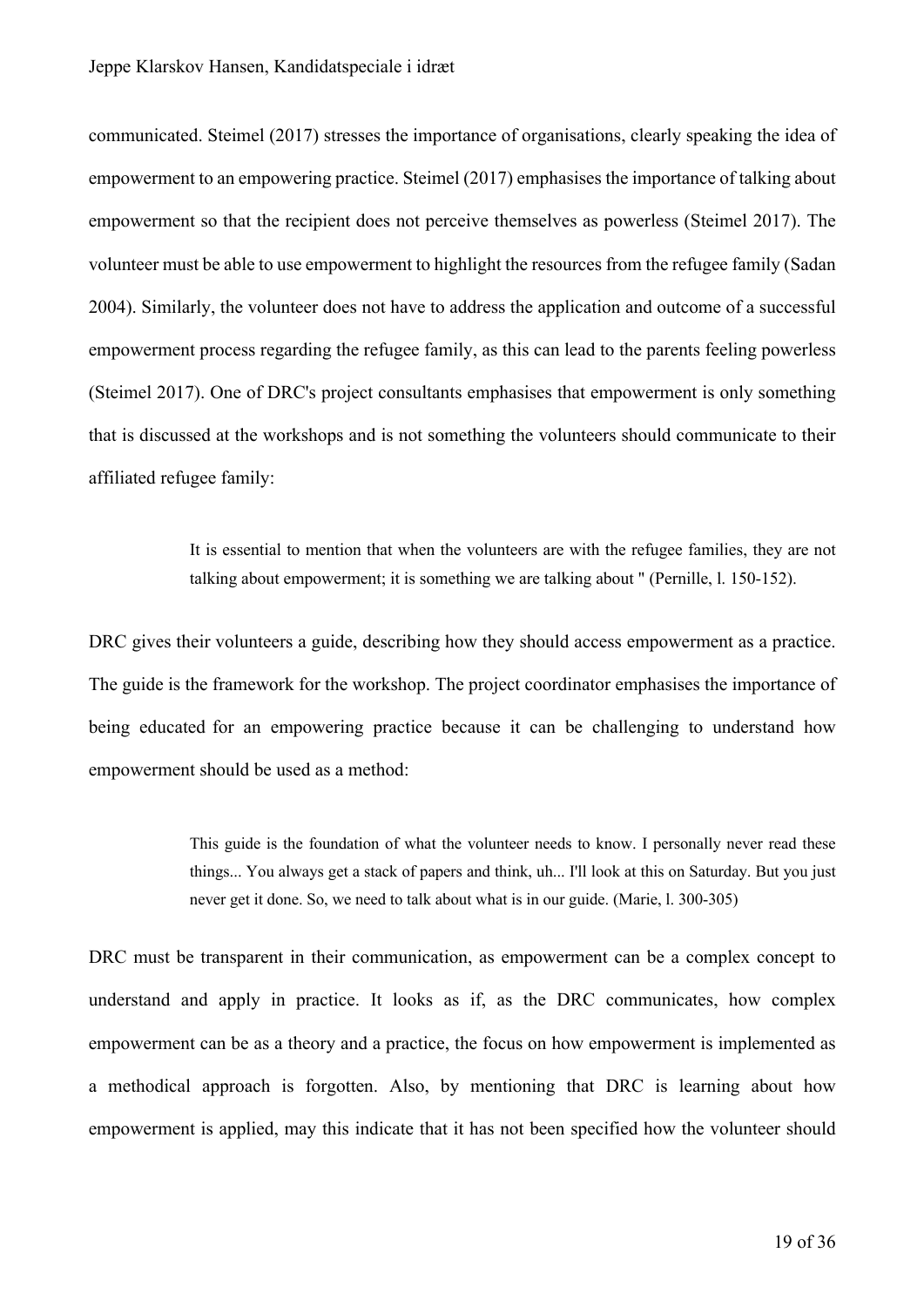communicated. Steimel (2017) stresses the importance of organisations, clearly speaking the idea of empowerment to an empowering practice. Steimel (2017) emphasises the importance of talking about empowerment so that the recipient does not perceive themselves as powerless (Steimel 2017). The volunteer must be able to use empowerment to highlight the resources from the refugee family (Sadan 2004). Similarly, the volunteer does not have to address the application and outcome of a successful empowerment process regarding the refugee family, as this can lead to the parents feeling powerless (Steimel 2017). One of DRC's project consultants emphasises that empowerment is only something that is discussed at the workshops and is not something the volunteers should communicate to their affiliated refugee family:

> It is essential to mention that when the volunteers are with the refugee families, they are not talking about empowerment; it is something we are talking about " (Pernille, l. 150-152).

DRC gives their volunteers a guide, describing how they should access empowerment as a practice. The guide is the framework for the workshop. The project coordinator emphasises the importance of being educated for an empowering practice because it can be challenging to understand how empowerment should be used as a method:

> This guide is the foundation of what the volunteer needs to know. I personally never read these things... You always get a stack of papers and think, uh... I'll look at this on Saturday. But you just never get it done. So, we need to talk about what is in our guide. (Marie, l. 300-305)

DRC must be transparent in their communication, as empowerment can be a complex concept to understand and apply in practice. It looks as if, as the DRC communicates, how complex empowerment can be as a theory and a practice, the focus on how empowerment is implemented as a methodical approach is forgotten. Also, by mentioning that DRC is learning about how empowerment is applied, may this indicate that it has not been specified how the volunteer should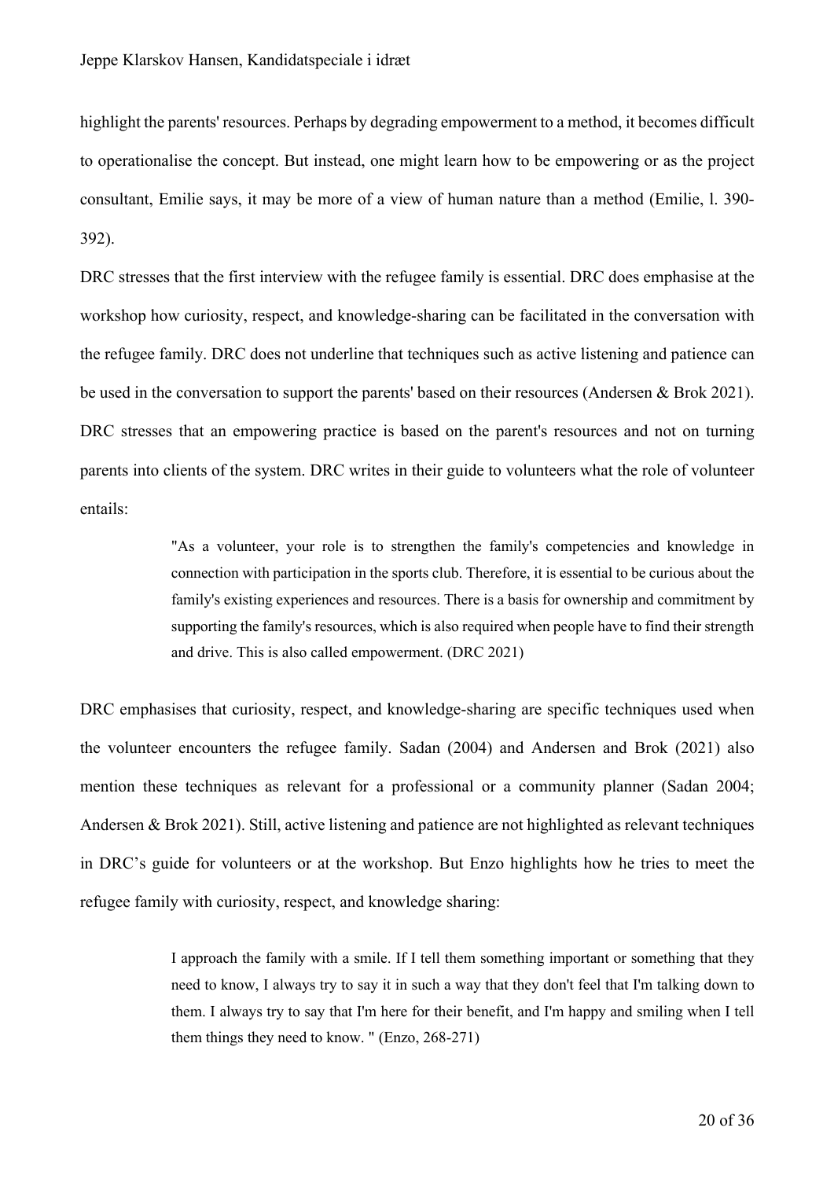highlight the parents' resources. Perhaps by degrading empowerment to a method, it becomes difficult to operationalise the concept. But instead, one might learn how to be empowering or as the project consultant, Emilie says, it may be more of a view of human nature than a method (Emilie, l. 390-392).

DRC stresses that the first interview with the refugee family is essential. DRC does emphasise at the workshop how curiosity, respect, and knowledge-sharing can be facilitated in the conversation with the refugee family. DRC does not underline that techniques such as active listening and patience can be used in the conversation to support the parents' based on their resources (Andersen & Brok 2021). DRC stresses that an empowering practice is based on the parent's resources and not on turning parents into clients of the system. DRC writes in their guide to volunteers what the role of volunteer entails:

> "As a volunteer, your role is to strengthen the family's competencies and knowledge in connection with participation in the sports club. Therefore, it is essential to be curious about the family's existing experiences and resources. There is a basis for ownership and commitment by supporting the family's resources, which is also required when people have to find their strength and drive. This is also called empowerment. (DRC 2021)

DRC emphasises that curiosity, respect, and knowledge-sharing are specific techniques used when the volunteer encounters the refugee family. Sadan (2004) and Andersen and Brok (2021) also mention these techniques as relevant for a professional or a community planner (Sadan 2004; Andersen & Brok 2021). Still, active listening and patience are not highlighted as relevant techniques in DRC's guide for volunteers or at the workshop. But Enzo highlights how he tries to meet the refugee family with curiosity, respect, and knowledge sharing:

> I approach the family with a smile. If I tell them something important or something that they need to know, I always try to say it in such a way that they don't feel that I'm talking down to them. I always try to say that I'm here for their benefit, and I'm happy and smiling when I tell them things they need to know. " (Enzo, 268-271)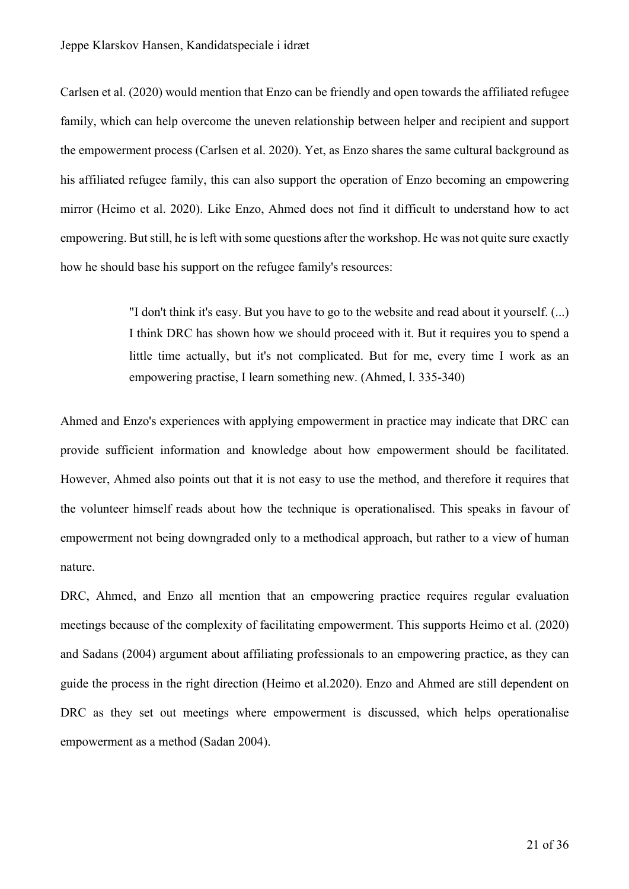Carlsen et al. (2020) would mention that Enzo can be friendly and open towards the affiliated refugee family, which can help overcome the uneven relationship between helper and recipient and support the empowerment process (Carlsen et al. 2020). Yet, as Enzo shares the same cultural background as his affiliated refugee family, this can also support the operation of Enzo becoming an empowering mirror (Heimo et al. 2020). Like Enzo, Ahmed does not find it difficult to understand how to act empowering. But still, he is left with some questions after the workshop. He was not quite sure exactly how he should base his support on the refugee family's resources:

> "I don't think it's easy. But you have to go to the website and read about it yourself. (...) I think DRC has shown how we should proceed with it. But it requires you to spend a little time actually, but it's not complicated. But for me, every time I work as an empowering practise, I learn something new. (Ahmed, l. 335-340)

Ahmed and Enzo's experiences with applying empowerment in practice may indicate that DRC can provide sufficient information and knowledge about how empowerment should be facilitated. However, Ahmed also points out that it is not easy to use the method, and therefore it requires that the volunteer himself reads about how the technique is operationalised. This speaks in favour of empowerment not being downgraded only to a methodical approach, but rather to a view of human nature.

DRC, Ahmed, and Enzo all mention that an empowering practice requires regular evaluation meetings because of the complexity of facilitating empowerment. This supports Heimo et al. (2020) and Sadans (2004) argument about affiliating professionals to an empowering practice, as they can guide the process in the right direction (Heimo et al.2020). Enzo and Ahmed are still dependent on DRC as they set out meetings where empowerment is discussed, which helps operationalise empowerment as a method (Sadan 2004).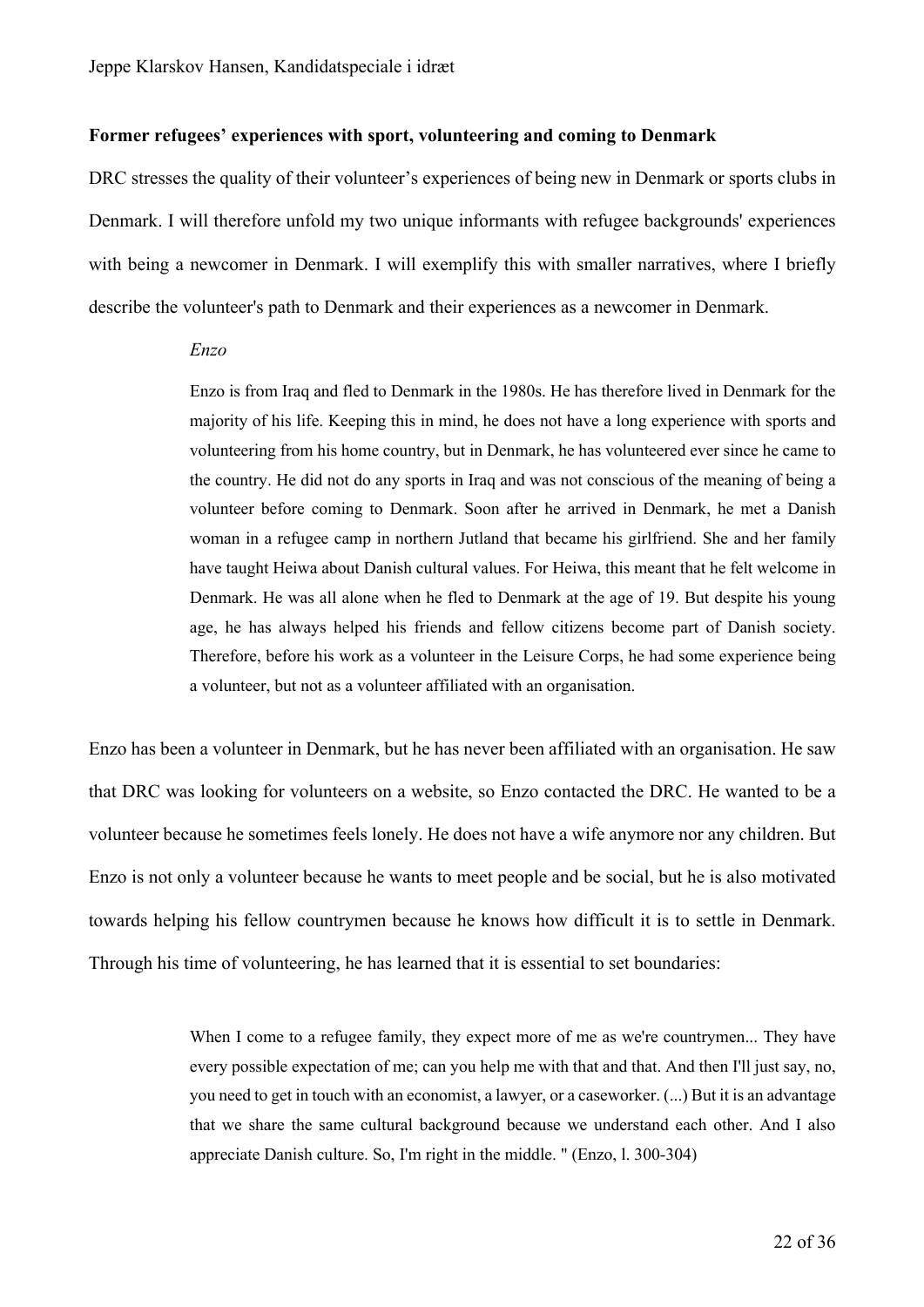**Former refugees' experiences with sport, volunteering and coming to Denmark**

DRC stresses the quality of their volunteer's experiences of being new in Denmark or sports clubs in Denmark. I will therefore unfold my two unique informants with refugee backgrounds' experiences with being a newcomer in Denmark. I will exemplify this with smaller narratives, where I briefly describe the volunteer's path to Denmark and their experiences as a newcomer in Denmark.

*Enzo*

> Enzo is from Iraq and fled to Denmark in the 1980s. He has therefore lived in Denmark for the majority of his life. Keeping this in mind, he does not have a long experience with sports and volunteering from his home country, but in Denmark, he has volunteered ever since he came to the country. He did not do any sports in Iraq and was not conscious of the meaning of being a volunteer before coming to Denmark. Soon after he arrived in Denmark, he met a Danish woman in a refugee camp in northern Jutland that became his girlfriend. She and her family have taught Heiwa about Danish cultural values. For Heiwa, this meant that he felt welcome in Denmark. He was all alone when he fled to Denmark at the age of 19. But despite his young age, he has always helped his friends and fellow citizens become part of Danish society. Therefore, before his work as a volunteer in the Leisure Corps, he had some experience being a volunteer, but not as a volunteer affiliated with an organisation.

Enzo has been a volunteer in Denmark, but he has never been affiliated with an organisation. He saw that DRC was looking for volunteers on a website, so Enzo contacted the DRC. He wanted to be a volunteer because he sometimes feels lonely. He does not have a wife anymore nor any children. But Enzo is not only a volunteer because he wants to meet people and be social, but he is also motivated towards helping his fellow countrymen because he knows how difficult it is to settle in Denmark. Through his time of volunteering, he has learned that it is essential to set boundaries:

> When I come to a refugee family, they expect more of me as we're countrymen... They have every possible expectation of me; can you help me with that and that. And then I'll just say, no, you need to get in touch with an economist, a lawyer, or a caseworker. (...) But it is an advantage that we share the same cultural background because we understand each other. And I also appreciate Danish culture. So, I'm right in the middle. " (Enzo, l. 300-304)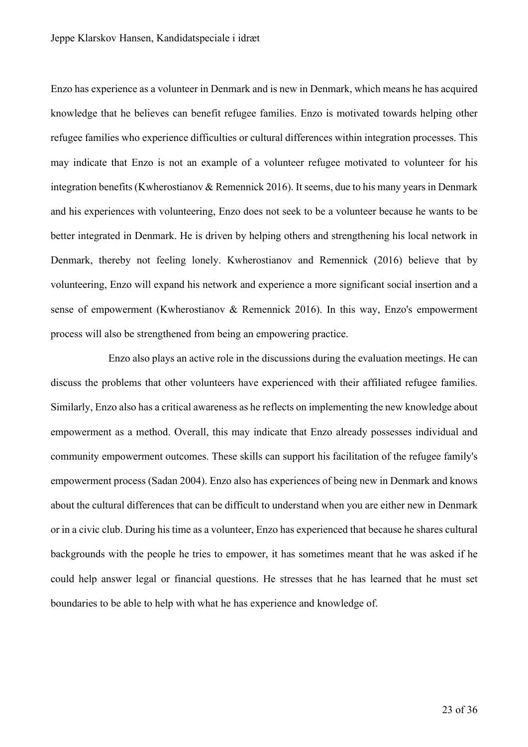Enzo has experience as a volunteer in Denmark and is new in Denmark, which means he has acquired knowledge that he believes can benefit refugee families. Enzo is motivated towards helping other refugee families who experience difficulties or cultural differences within integration processes. This may indicate that Enzo is not an example of a volunteer refugee motivated to volunteer for his integration benefits (Kwherostianov & Remennick 2016). It seems, due to his many years in Denmark and his experiences with volunteering, Enzo does not seek to be a volunteer because he wants to be better integrated in Denmark. He is driven by helping others and strengthening his local network in Denmark, thereby not feeling lonely. Kwherostianov and Remennick (2016) believe that by volunteering, Enzo will expand his network and experience a more significant social insertion and a sense of empowerment (Kwherostianov & Remennick 2016). In this way, Enzo's empowerment process will also be strengthened from being an empowering practice.

Enzo also plays an active role in the discussions during the evaluation meetings. He can discuss the problems that other volunteers have experienced with their affiliated refugee families. Similarly, Enzo also has a critical awareness as he reflects on implementing the new knowledge about empowerment as a method. Overall, this may indicate that Enzo already possesses individual and community empowerment outcomes. These skills can support his facilitation of the refugee family's empowerment process (Sadan 2004). Enzo also has experiences of being new in Denmark and knows about the cultural differences that can be difficult to understand when you are either new in Denmark or in a civic club. During his time as a volunteer, Enzo has experienced that because he shares cultural backgrounds with the people he tries to empower, it has sometimes meant that he was asked if he could help answer legal or financial questions. He stresses that he has learned that he must set boundaries to be able to help with what he has experience and knowledge of.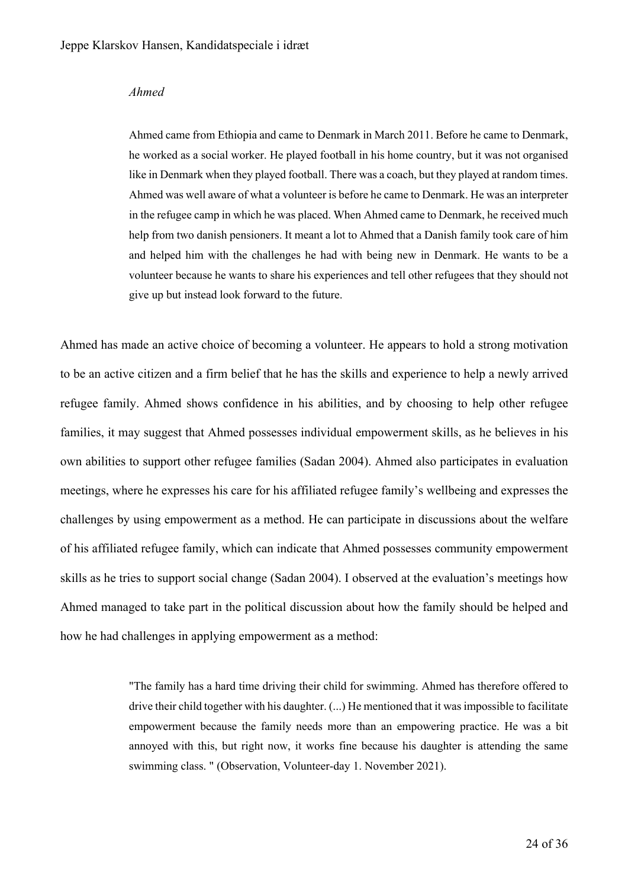*Ahmed*

> Ahmed came from Ethiopia and came to Denmark in March 2011. Before he came to Denmark, he worked as a social worker. He played football in his home country, but it was not organised like in Denmark when they played football. There was a coach, but they played at random times. Ahmed was well aware of what a volunteer is before he came to Denmark. He was an interpreter in the refugee camp in which he was placed. When Ahmed came to Denmark, he received much help from two danish pensioners. It meant a lot to Ahmed that a Danish family took care of him and helped him with the challenges he had with being new in Denmark. He wants to be a volunteer because he wants to share his experiences and tell other refugees that they should not give up but instead look forward to the future.

Ahmed has made an active choice of becoming a volunteer. He appears to hold a strong motivation to be an active citizen and a firm belief that he has the skills and experience to help a newly arrived refugee family. Ahmed shows confidence in his abilities, and by choosing to help other refugee families, it may suggest that Ahmed possesses individual empowerment skills, as he believes in his own abilities to support other refugee families (Sadan 2004). Ahmed also participates in evaluation meetings, where he expresses his care for his affiliated refugee family's wellbeing and expresses the challenges by using empowerment as a method. He can participate in discussions about the welfare of his affiliated refugee family, which can indicate that Ahmed possesses community empowerment skills as he tries to support social change (Sadan 2004). I observed at the evaluation's meetings how Ahmed managed to take part in the political discussion about how the family should be helped and how he had challenges in applying empowerment as a method:

> "The family has a hard time driving their child for swimming. Ahmed has therefore offered to drive their child together with his daughter. (...) He mentioned that it was impossible to facilitate empowerment because the family needs more than an empowering practice. He was a bit annoyed with this, but right now, it works fine because his daughter is attending the same swimming class. " (Observation, Volunteer-day 1. November 2021).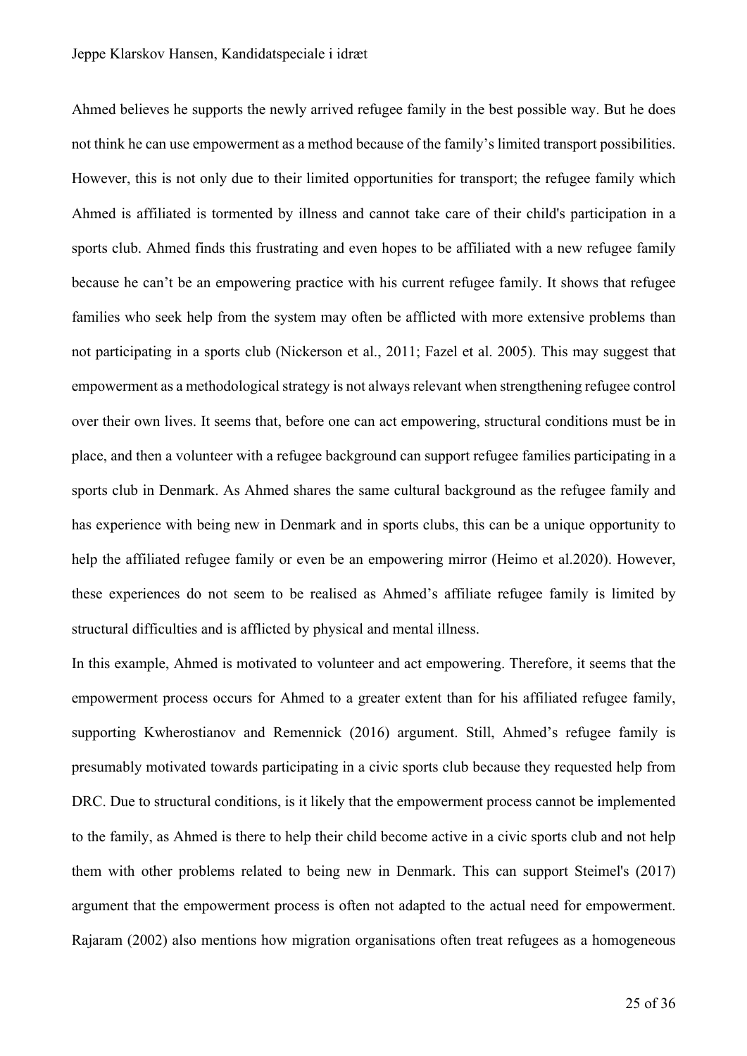Ahmed believes he supports the newly arrived refugee family in the best possible way. But he does not think he can use empowerment as a method because of the family's limited transport possibilities. However, this is not only due to their limited opportunities for transport; the refugee family which Ahmed is affiliated is tormented by illness and cannot take care of their child's participation in a sports club. Ahmed finds this frustrating and even hopes to be affiliated with a new refugee family because he can't be an empowering practice with his current refugee family. It shows that refugee families who seek help from the system may often be afflicted with more extensive problems than not participating in a sports club (Nickerson et al., 2011; Fazel et al. 2005). This may suggest that empowerment as a methodological strategy is not always relevant when strengthening refugee control over their own lives. It seems that, before one can act empowering, structural conditions must be in place, and then a volunteer with a refugee background can support refugee families participating in a sports club in Denmark. As Ahmed shares the same cultural background as the refugee family and has experience with being new in Denmark and in sports clubs, this can be a unique opportunity to help the affiliated refugee family or even be an empowering mirror (Heimo et al.2020). However, these experiences do not seem to be realised as Ahmed's affiliate refugee family is limited by structural difficulties and is afflicted by physical and mental illness.

In this example, Ahmed is motivated to volunteer and act empowering. Therefore, it seems that the empowerment process occurs for Ahmed to a greater extent than for his affiliated refugee family, supporting Kwherostianov and Remennick (2016) argument. Still, Ahmed's refugee family is presumably motivated towards participating in a civic sports club because they requested help from DRC. Due to structural conditions, is it likely that the empowerment process cannot be implemented to the family, as Ahmed is there to help their child become active in a civic sports club and not help them with other problems related to being new in Denmark. This can support Steimel's (2017) argument that the empowerment process is often not adapted to the actual need for empowerment. Rajaram (2002) also mentions how migration organisations often treat refugees as a homogeneous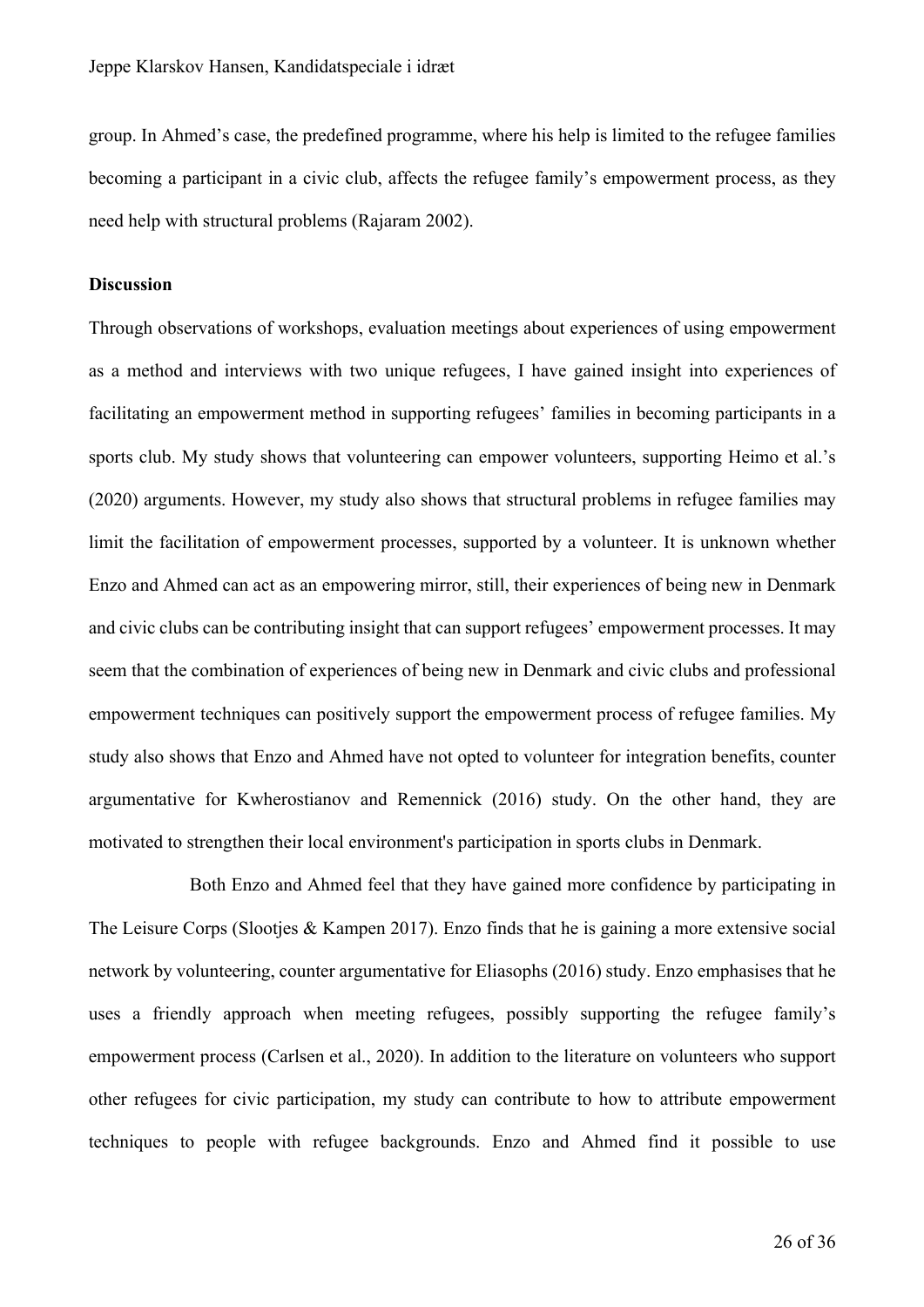group. In Ahmed's case, the predefined programme, where his help is limited to the refugee families becoming a participant in a civic club, affects the refugee family's empowerment process, as they need help with structural problems (Rajaram 2002).

## Discussion

Through observations of workshops, evaluation meetings about experiences of using empowerment as a method and interviews with two unique refugees, I have gained insight into experiences of facilitating an empowerment method in supporting refugees' families in becoming participants in a sports club. My study shows that volunteering can empower volunteers, supporting Heimo et al.'s (2020) arguments. However, my study also shows that structural problems in refugee families may limit the facilitation of empowerment processes, supported by a volunteer. It is unknown whether Enzo and Ahmed can act as an empowering mirror, still, their experiences of being new in Denmark and civic clubs can be contributing insight that can support refugees' empowerment processes. It may seem that the combination of experiences of being new in Denmark and civic clubs and professional empowerment techniques can positively support the empowerment process of refugee families. My study also shows that Enzo and Ahmed have not opted to volunteer for integration benefits, counter argumentative for Kwherostianov and Remennick (2016) study. On the other hand, they are motivated to strengthen their local environment's participation in sports clubs in Denmark.

Both Enzo and Ahmed feel that they have gained more confidence by participating in The Leisure Corps (Slootjes & Kampen 2017). Enzo finds that he is gaining a more extensive social network by volunteering, counter argumentative for Eliasophs (2016) study. Enzo emphasises that he uses a friendly approach when meeting refugees, possibly supporting the refugee family's empowerment process (Carlsen et al., 2020). In addition to the literature on volunteers who support other refugees for civic participation, my study can contribute to how to attribute empowerment techniques to people with refugee backgrounds. Enzo and Ahmed find it possible to use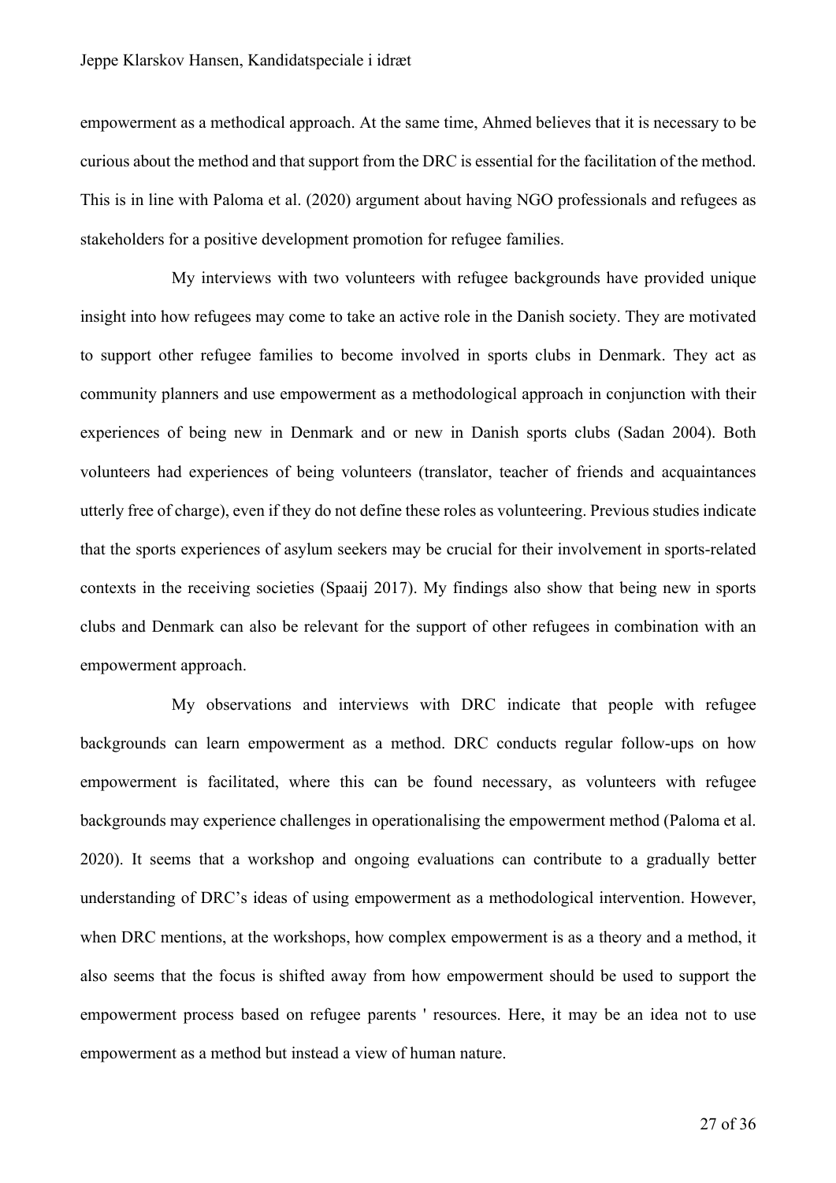empowerment as a methodical approach. At the same time, Ahmed believes that it is necessary to be curious about the method and that support from the DRC is essential for the facilitation of the method. This is in line with Paloma et al. (2020) argument about having NGO professionals and refugees as stakeholders for a positive development promotion for refugee families.

My interviews with two volunteers with refugee backgrounds have provided unique insight into how refugees may come to take an active role in the Danish society. They are motivated to support other refugee families to become involved in sports clubs in Denmark. They act as community planners and use empowerment as a methodological approach in conjunction with their experiences of being new in Denmark and or new in Danish sports clubs (Sadan 2004). Both volunteers had experiences of being volunteers (translator, teacher of friends and acquaintances utterly free of charge), even if they do not define these roles as volunteering. Previous studies indicate that the sports experiences of asylum seekers may be crucial for their involvement in sports-related contexts in the receiving societies (Spaaij 2017). My findings also show that being new in sports clubs and Denmark can also be relevant for the support of other refugees in combination with an empowerment approach.

My observations and interviews with DRC indicate that people with refugee backgrounds can learn empowerment as a method. DRC conducts regular follow-ups on how empowerment is facilitated, where this can be found necessary, as volunteers with refugee backgrounds may experience challenges in operationalising the empowerment method (Paloma et al. 2020). It seems that a workshop and ongoing evaluations can contribute to a gradually better understanding of DRC's ideas of using empowerment as a methodological intervention. However, when DRC mentions, at the workshops, how complex empowerment is as a theory and a method, it also seems that the focus is shifted away from how empowerment should be used to support the empowerment process based on refugee parents ' resources. Here, it may be an idea not to use empowerment as a method but instead a view of human nature.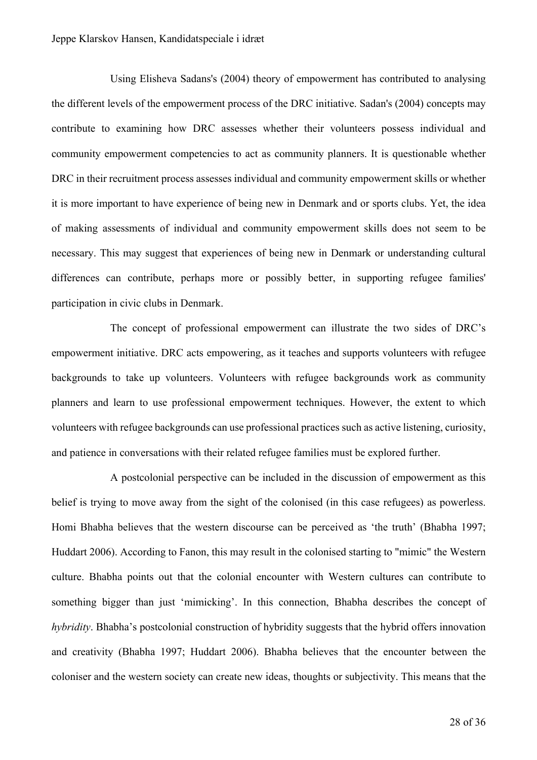Using Elisheva Sadans's (2004) theory of empowerment has contributed to analysing the different levels of the empowerment process of the DRC initiative. Sadan's (2004) concepts may contribute to examining how DRC assesses whether their volunteers possess individual and community empowerment competencies to act as community planners. It is questionable whether DRC in their recruitment process assesses individual and community empowerment skills or whether it is more important to have experience of being new in Denmark and or sports clubs. Yet, the idea of making assessments of individual and community empowerment skills does not seem to be necessary. This may suggest that experiences of being new in Denmark or understanding cultural differences can contribute, perhaps more or possibly better, in supporting refugee families' participation in civic clubs in Denmark.

The concept of professional empowerment can illustrate the two sides of DRC's empowerment initiative. DRC acts empowering, as it teaches and supports volunteers with refugee backgrounds to take up volunteers. Volunteers with refugee backgrounds work as community planners and learn to use professional empowerment techniques. However, the extent to which volunteers with refugee backgrounds can use professional practices such as active listening, curiosity, and patience in conversations with their related refugee families must be explored further.

A postcolonial perspective can be included in the discussion of empowerment as this belief is trying to move away from the sight of the colonised (in this case refugees) as powerless. Homi Bhabha believes that the western discourse can be perceived as 'the truth' (Bhabha 1997; Huddart 2006). According to Fanon, this may result in the colonised starting to "mimic" the Western culture. Bhabha points out that the colonial encounter with Western cultures can contribute to something bigger than just 'mimicking'. In this connection, Bhabha describes the concept of *hybridity*. Bhabha's postcolonial construction of hybridity suggests that the hybrid offers innovation and creativity (Bhabha 1997; Huddart 2006). Bhabha believes that the encounter between the coloniser and the western society can create new ideas, thoughts or subjectivity. This means that the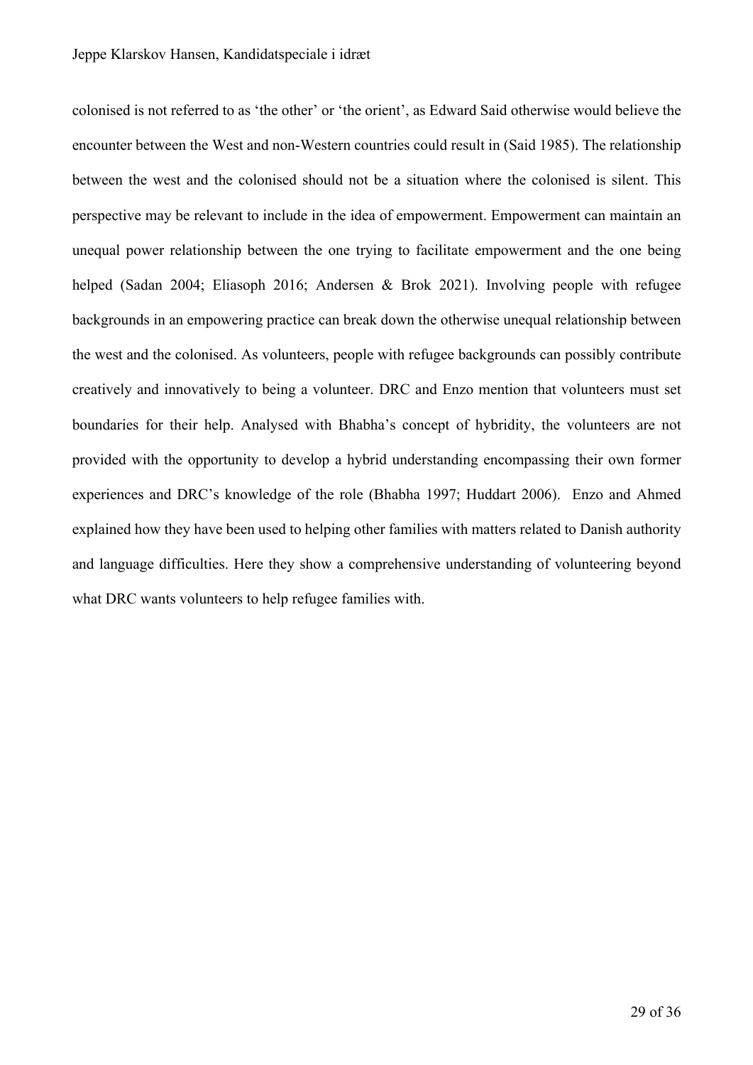colonised is not referred to as 'the other' or 'the orient', as Edward Said otherwise would believe the encounter between the West and non-Western countries could result in (Said 1985). The relationship between the west and the colonised should not be a situation where the colonised is silent. This perspective may be relevant to include in the idea of empowerment. Empowerment can maintain an unequal power relationship between the one trying to facilitate empowerment and the one being helped (Sadan 2004; Eliasoph 2016; Andersen & Brok 2021). Involving people with refugee backgrounds in an empowering practice can break down the otherwise unequal relationship between the west and the colonised. As volunteers, people with refugee backgrounds can possibly contribute creatively and innovatively to being a volunteer. DRC and Enzo mention that volunteers must set boundaries for their help. Analysed with Bhabha's concept of hybridity, the volunteers are not provided with the opportunity to develop a hybrid understanding encompassing their own former experiences and DRC's knowledge of the role (Bhabha 1997; Huddart 2006). Enzo and Ahmed explained how they have been used to helping other families with matters related to Danish authority and language difficulties. Here they show a comprehensive understanding of volunteering beyond what DRC wants volunteers to help refugee families with.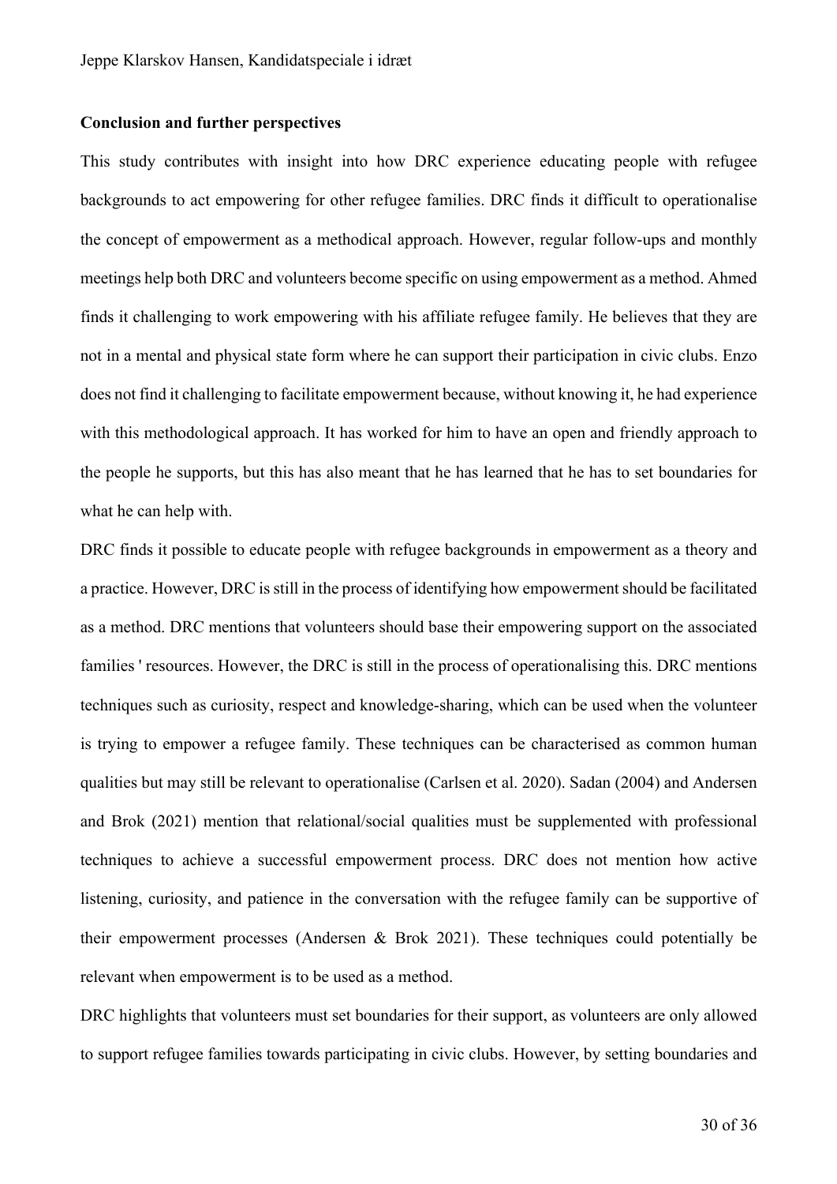**Conclusion and further perspectives**

This study contributes with insight into how DRC experience educating people with refugee backgrounds to act empowering for other refugee families. DRC finds it difficult to operationalise the concept of empowerment as a methodical approach. However, regular follow-ups and monthly meetings help both DRC and volunteers become specific on using empowerment as a method. Ahmed finds it challenging to work empowering with his affiliate refugee family. He believes that they are not in a mental and physical state form where he can support their participation in civic clubs. Enzo does not find it challenging to facilitate empowerment because, without knowing it, he had experience with this methodological approach. It has worked for him to have an open and friendly approach to the people he supports, but this has also meant that he has learned that he has to set boundaries for what he can help with.

DRC finds it possible to educate people with refugee backgrounds in empowerment as a theory and a practice. However, DRC is still in the process of identifying how empowerment should be facilitated as a method. DRC mentions that volunteers should base their empowering support on the associated families ' resources. However, the DRC is still in the process of operationalising this. DRC mentions techniques such as curiosity, respect and knowledge-sharing, which can be used when the volunteer is trying to empower a refugee family. These techniques can be characterised as common human qualities but may still be relevant to operationalise (Carlsen et al. 2020). Sadan (2004) and Andersen and Brok (2021) mention that relational/social qualities must be supplemented with professional techniques to achieve a successful empowerment process. DRC does not mention how active listening, curiosity, and patience in the conversation with the refugee family can be supportive of their empowerment processes (Andersen & Brok 2021). These techniques could potentially be relevant when empowerment is to be used as a method.

DRC highlights that volunteers must set boundaries for their support, as volunteers are only allowed to support refugee families towards participating in civic clubs. However, by setting boundaries and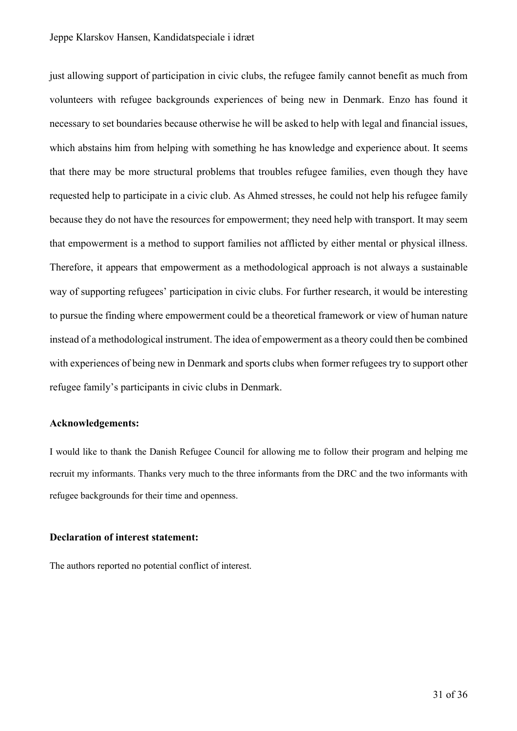just allowing support of participation in civic clubs, the refugee family cannot benefit as much from volunteers with refugee backgrounds experiences of being new in Denmark. Enzo has found it necessary to set boundaries because otherwise he will be asked to help with legal and financial issues, which abstains him from helping with something he has knowledge and experience about. It seems that there may be more structural problems that troubles refugee families, even though they have requested help to participate in a civic club. As Ahmed stresses, he could not help his refugee family because they do not have the resources for empowerment; they need help with transport. It may seem that empowerment is a method to support families not afflicted by either mental or physical illness. Therefore, it appears that empowerment as a methodological approach is not always a sustainable way of supporting refugees' participation in civic clubs. For further research, it would be interesting to pursue the finding where empowerment could be a theoretical framework or view of human nature instead of a methodological instrument. The idea of empowerment as a theory could then be combined with experiences of being new in Denmark and sports clubs when former refugees try to support other refugee family's participants in civic clubs in Denmark.

**Acknowledgements:**

I would like to thank the Danish Refugee Council for allowing me to follow their program and helping me recruit my informants. Thanks very much to the three informants from the DRC and the two informants with refugee backgrounds for their time and openness.

**Declaration of interest statement:**

The authors reported no potential conflict of interest.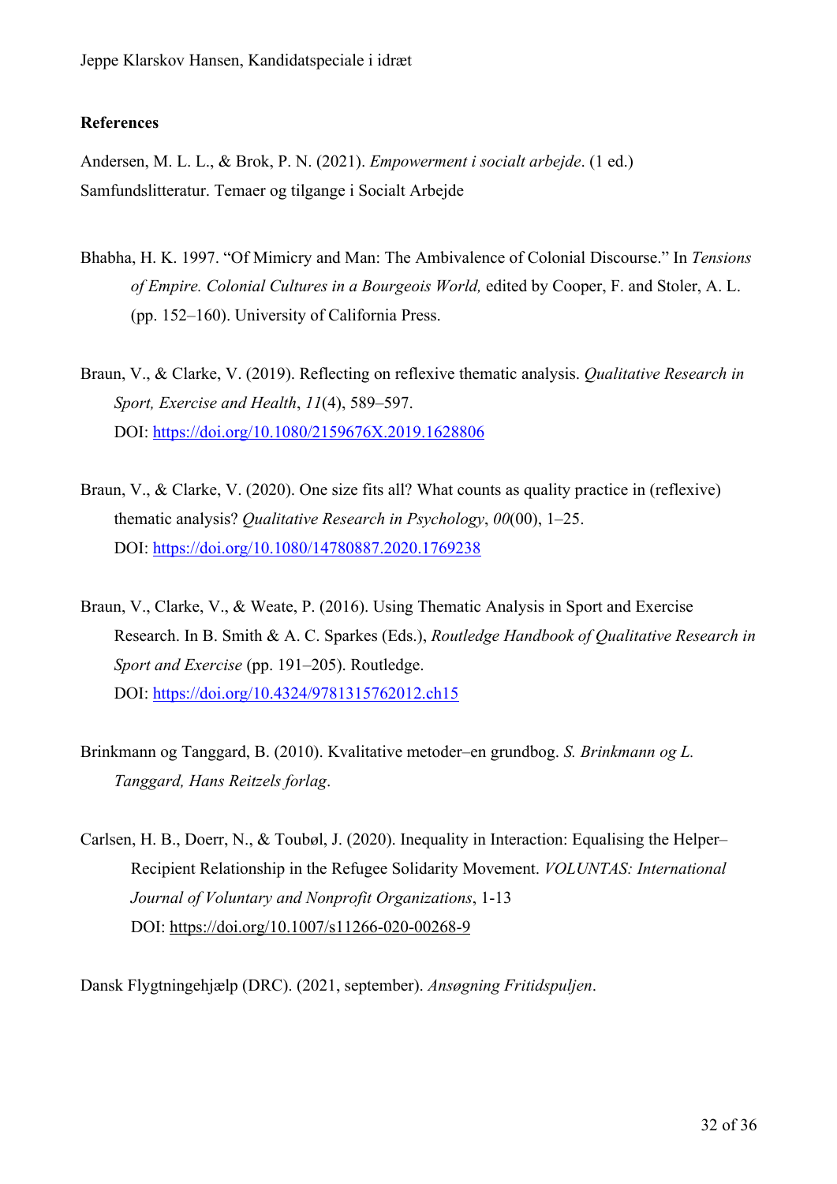**References**

Andersen, M. L. L., & Brok, P. N. (2021). *Empowerment i socialt arbejde*. (1 ed.) Samfundslitteratur. Temaer og tilgange i Socialt Arbejde

Bhabha, H. K. 1997. "Of Mimicry and Man: The Ambivalence of Colonial Discourse." In *Tensions of Empire. Colonial Cultures in a Bourgeois World,* edited by Cooper, F. and Stoler, A. L. (pp. 152–160). University of California Press.

Braun, V., & Clarke, V. (2019). Reflecting on reflexive thematic analysis. *Qualitative Research in Sport, Exercise and Health*, *11*(4), 589–597. DOI: https://doi.org/10.1080/2159676X.2019.1628806

Braun, V., & Clarke, V. (2020). One size fits all? What counts as quality practice in (reflexive) thematic analysis? *Qualitative Research in Psychology*, *00*(00), 1–25. DOI: https://doi.org/10.1080/14780887.2020.1769238

Braun, V., Clarke, V., & Weate, P. (2016). Using Thematic Analysis in Sport and Exercise Research. In B. Smith & A. C. Sparkes (Eds.), *Routledge Handbook of Qualitative Research in Sport and Exercise* (pp. 191–205). Routledge. DOI: https://doi.org/10.4324/9781315762012.ch15

Brinkmann og Tanggard, B. (2010). Kvalitative metoder–en grundbog. *S. Brinkmann og L. Tanggard, Hans Reitzels forlag*.

Carlsen, H. B., Doerr, N., & Toubøl, J. (2020). Inequality in Interaction: Equalising the Helper–Recipient Relationship in the Refugee Solidarity Movement. *VOLUNTAS: International Journal of Voluntary and Nonprofit Organizations*, 1-13 DOI: https://doi.org/10.1007/s11266-020-00268-9

Dansk Flygtningehjælp (DRC). (2021, september). *Ansøgning Fritidspuljen*.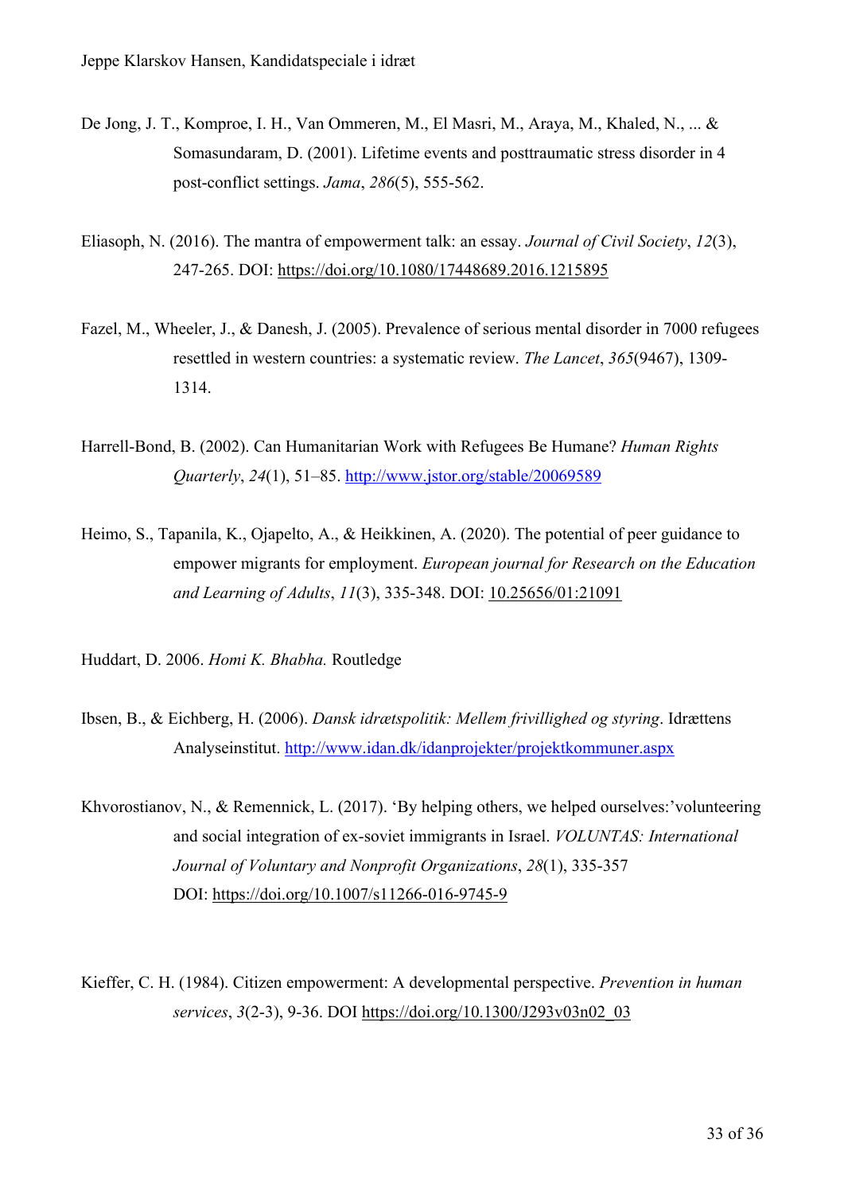De Jong, J. T., Komproe, I. H., Van Ommeren, M., El Masri, M., Araya, M., Khaled, N., ... & Somasundaram, D. (2001). Lifetime events and posttraumatic stress disorder in 4 post-conflict settings. *Jama*, *286*(5), 555-562.

Eliasoph, N. (2016). The mantra of empowerment talk: an essay. *Journal of Civil Society*, *12*(3), 247-265. DOI: https://doi.org/10.1080/17448689.2016.1215895

Fazel, M., Wheeler, J., & Danesh, J. (2005). Prevalence of serious mental disorder in 7000 refugees resettled in western countries: a systematic review. *The Lancet*, *365*(9467), 1309-1314.

Harrell-Bond, B. (2002). Can Humanitarian Work with Refugees Be Humane? *Human Rights Quarterly*, *24*(1), 51–85. http://www.jstor.org/stable/20069589

Heimo, S., Tapanila, K., Ojapelto, A., & Heikkinen, A. (2020). The potential of peer guidance to empower migrants for employment. *European journal for Research on the Education and Learning of Adults*, *11*(3), 335-348. DOI: 10.25656/01:21091

Huddart, D. 2006. *Homi K. Bhabha.* Routledge

Ibsen, B., & Eichberg, H. (2006). *Dansk idrætspolitik: Mellem frivillighed og styring*. Idrættens Analyseinstitut. http://www.idan.dk/idanprojekter/projektkommuner.aspx

Khvorostianov, N., & Remennick, L. (2017). 'By helping others, we helped ourselves:'volunteering and social integration of ex-soviet immigrants in Israel. *VOLUNTAS: International Journal of Voluntary and Nonprofit Organizations*, *28*(1), 335-357 DOI: https://doi.org/10.1007/s11266-016-9745-9

Kieffer, C. H. (1984). Citizen empowerment: A developmental perspective. *Prevention in human services*, *3*(2-3), 9-36. DOI https://doi.org/10.1300/J293v03n02_03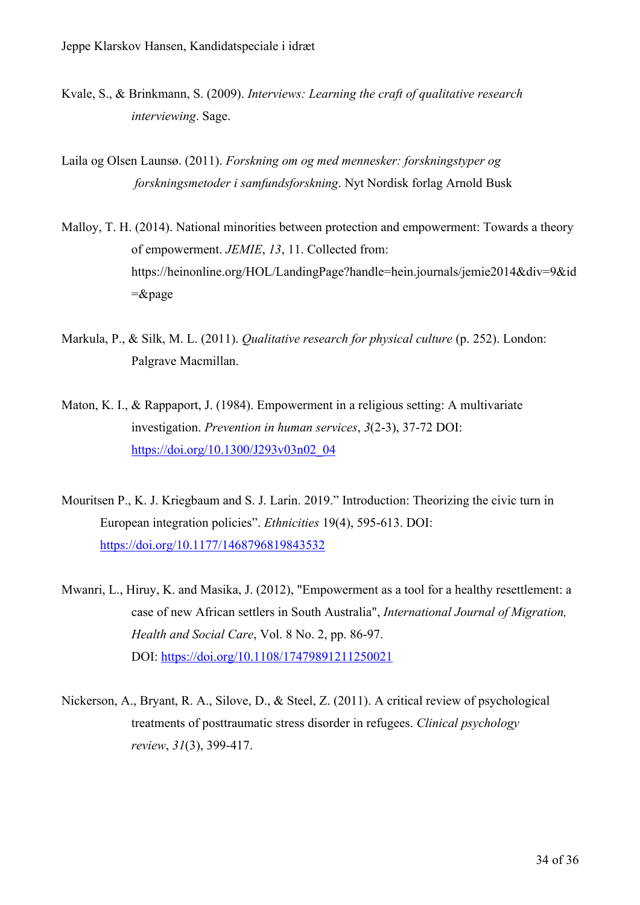Kvale, S., & Brinkmann, S. (2009). *Interviews: Learning the craft of qualitative research interviewing*. Sage.

Laila og Olsen Launsø. (2011). *Forskning om og med mennesker: forskningstyper og forskningsmetoder i samfundsforskning*. Nyt Nordisk forlag Arnold Busk

Malloy, T. H. (2014). National minorities between protection and empowerment: Towards a theory of empowerment. *JEMIE*, *13*, 11. Collected from: https://heinonline.org/HOL/LandingPage?handle=hein.journals/jemie2014&div=9&id=&page

Markula, P., & Silk, M. L. (2011). *Qualitative research for physical culture* (p. 252). London: Palgrave Macmillan.

Maton, K. I., & Rappaport, J. (1984). Empowerment in a religious setting: A multivariate investigation. *Prevention in human services*, *3*(2-3), 37-72 DOI: https://doi.org/10.1300/J293v03n02_04

Mouritsen P., K. J. Kriegbaum and S. J. Larin. 2019." Introduction: Theorizing the civic turn in European integration policies". *Ethnicities* 19(4), 595-613. DOI: https://doi.org/10.1177/1468796819843532

Mwanri, L., Hiruy, K. and Masika, J. (2012), "Empowerment as a tool for a healthy resettlement: a case of new African settlers in South Australia", *International Journal of Migration, Health and Social Care*, Vol. 8 No. 2, pp. 86-97. DOI: https://doi.org/10.1108/17479891211250021

Nickerson, A., Bryant, R. A., Silove, D., & Steel, Z. (2011). A critical review of psychological treatments of posttraumatic stress disorder in refugees. *Clinical psychology review*, *31*(3), 399-417.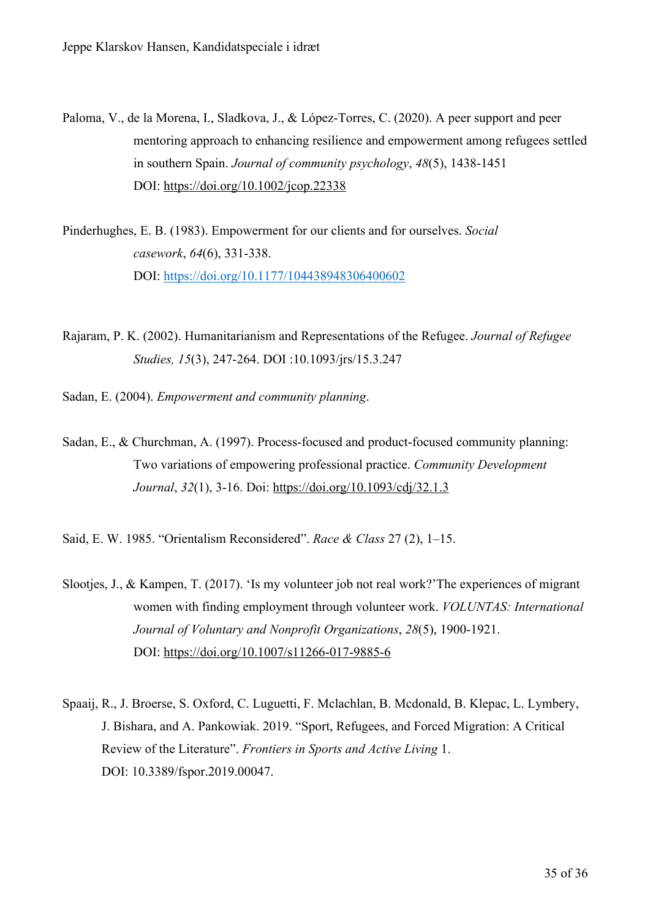Paloma, V., de la Morena, I., Sladkova, J., & López-Torres, C. (2020). A peer support and peer mentoring approach to enhancing resilience and empowerment among refugees settled in southern Spain. *Journal of community psychology*, *48*(5), 1438-1451 DOI: https://doi.org/10.1002/jcop.22338

Pinderhughes, E. B. (1983). Empowerment for our clients and for ourselves. *Social casework*, *64*(6), 331-338. DOI: https://doi.org/10.1177/104438948306400602

Rajaram, P. K. (2002). Humanitarianism and Representations of the Refugee. *Journal of Refugee Studies, 15*(3), 247-264. DOI :10.1093/jrs/15.3.247

Sadan, E. (2004). *Empowerment and community planning*.

Sadan, E., & Churchman, A. (1997). Process-focused and product-focused community planning: Two variations of empowering professional practice. *Community Development Journal*, *32*(1), 3-16. Doi: https://doi.org/10.1093/cdj/32.1.3

Said, E. W. 1985. "Orientalism Reconsidered". *Race & Class* 27 (2), 1–15.

Slootjes, J., & Kampen, T. (2017). 'Is my volunteer job not real work?'The experiences of migrant women with finding employment through volunteer work. *VOLUNTAS: International Journal of Voluntary and Nonprofit Organizations*, *28*(5), 1900-1921. DOI: https://doi.org/10.1007/s11266-017-9885-6

Spaaij, R., J. Broerse, S. Oxford, C. Luguetti, F. Mclachlan, B. Mcdonald, B. Klepac, L. Lymbery, J. Bishara, and A. Pankowiak. 2019. "Sport, Refugees, and Forced Migration: A Critical Review of the Literature". *Frontiers in Sports and Active Living* 1. DOI: 10.3389/fspor.2019.00047.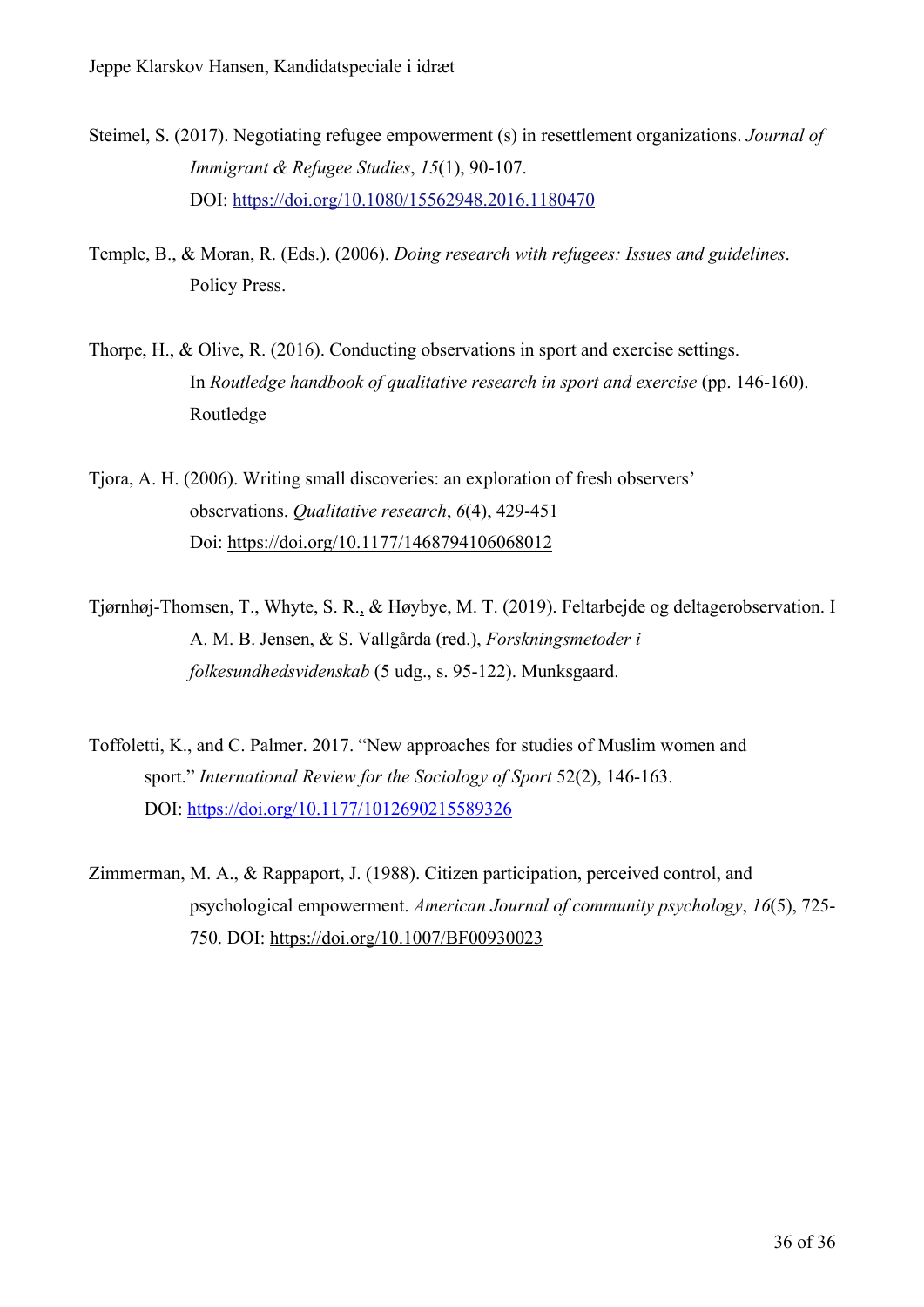Steimel, S. (2017). Negotiating refugee empowerment (s) in resettlement organizations. *Journal of Immigrant & Refugee Studies*, *15*(1), 90-107. DOI: https://doi.org/10.1080/15562948.2016.1180470

Temple, B., & Moran, R. (Eds.). (2006). *Doing research with refugees: Issues and guidelines*. Policy Press.

Thorpe, H., & Olive, R. (2016). Conducting observations in sport and exercise settings. In *Routledge handbook of qualitative research in sport and exercise* (pp. 146-160). Routledge

Tjora, A. H. (2006). Writing small discoveries: an exploration of fresh observers' observations. *Qualitative research*, *6*(4), 429-451 Doi: https://doi.org/10.1177/1468794106068012

Tjørnhøj-Thomsen, T., Whyte, S. R., & Høybye, M. T. (2019). Feltarbejde og deltagerobservation. I A. M. B. Jensen, & S. Vallgårda (red.), *Forskningsmetoder i folkesundhedsvidenskab* (5 udg., s. 95-122). Munksgaard.

Toffoletti, K., and C. Palmer. 2017. "New approaches for studies of Muslim women and sport." *International Review for the Sociology of Sport* 52(2), 146-163. DOI: https://doi.org/10.1177/1012690215589326

Zimmerman, M. A., & Rappaport, J. (1988). Citizen participation, perceived control, and psychological empowerment. *American Journal of community psychology*, *16*(5), 725-750. DOI: https://doi.org/10.1007/BF00930023